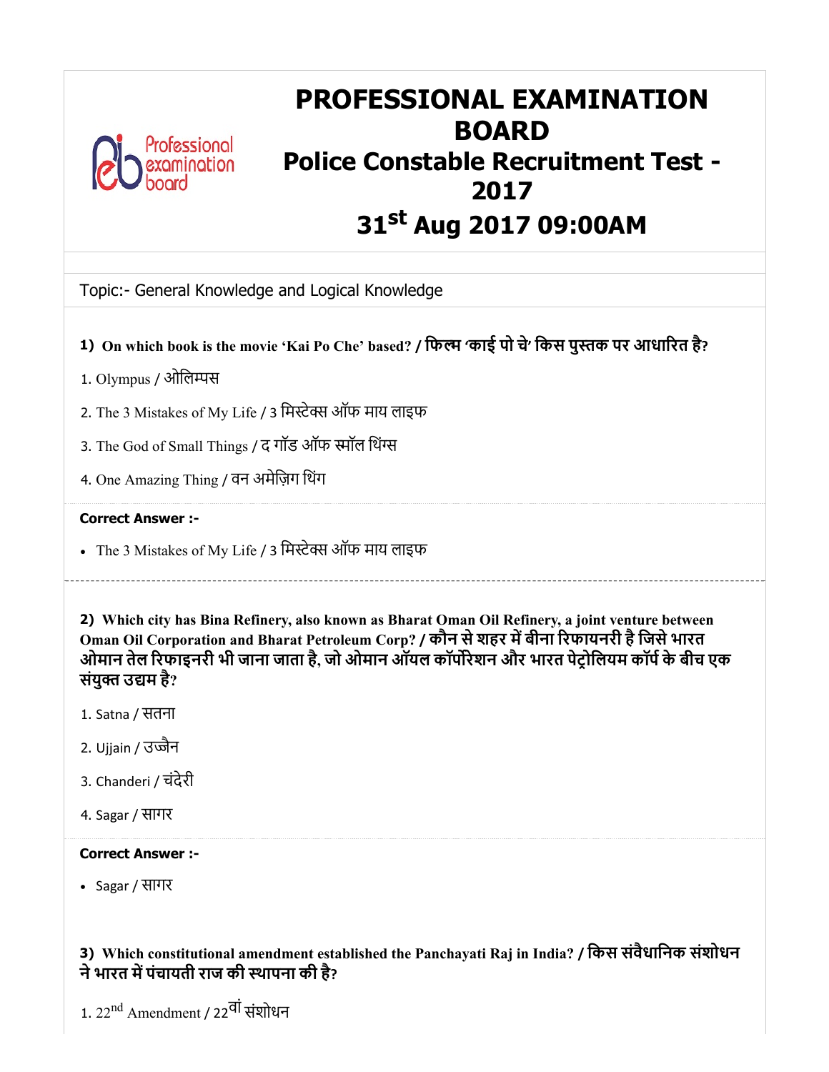# PROFESSIONAL EXAMINATION BOARD

## Police Constable Recruitment Test - 2017

## 31st Aug 2017 09:00AM

Topic:- General Knowledge and Logical Knowledge

**1) On which book is the movie 'Kai Po Che' based? / फिल्म 'काई पो चे' किस पुस्तक पर आधारित है?**

1. Olympus / ओलिम्पस
2. The 3 Mistakes of My Life / 3 मिस्टेक्स ऑफ माय लाइफ
3. The God of Small Things / द गॉड ऑफ स्मॉल थिंग्स
4. One Amazing Thing / वन अमेज़िग थिंग

**Correct Answer :-**

- The 3 Mistakes of My Life / 3 मिस्टेक्स ऑफ माय लाइफ

---

**2) Which city has Bina Refinery, also known as Bharat Oman Oil Refinery, a joint venture between Oman Oil Corporation and Bharat Petroleum Corp? / कौन से शहर में बीना रिफायनरी है जिसे भारत ओमान तेल रिफाइनरी भी जाना जाता है, जो ओमान ऑयल कॉर्पोरेशन और भारत पेट्रोलियम कॉर्प के बीच एक संयुक्त उद्यम है?**

1. Satna / सतना
2. Ujjain / उज्जैन
3. Chanderi / चंदेरी
4. Sagar / सागर

**Correct Answer :-**

- Sagar / सागर

**3) Which constitutional amendment established the Panchayati Raj in India? / किस संवैधानिक संशोधन ने भारत में पंचायती राज की स्थापना की है?**

1. 22nd Amendment / 22वां संशोधन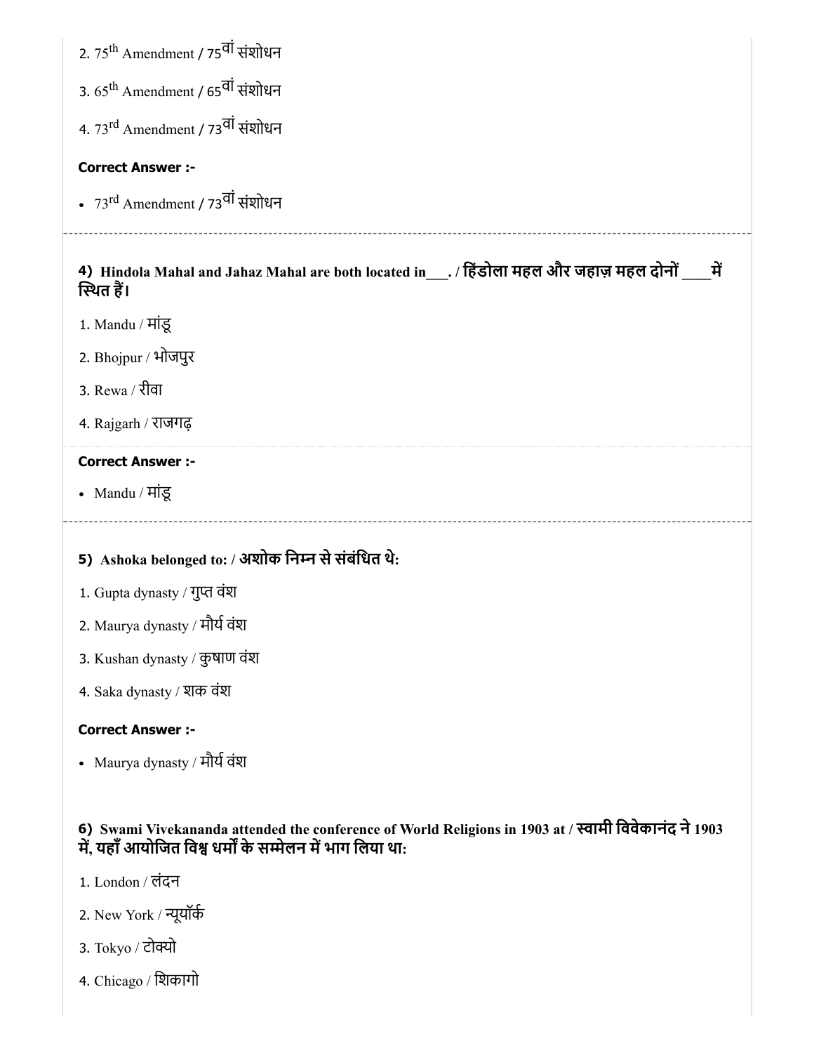2. $75^{th}$ Amendment / $75^{वां}$ संशोधन

3. $65^{th}$ Amendment / $65^{वां}$ संशोधन

4. $73^{rd}$ Amendment / $73^{वां}$ संशोधन

**Correct Answer :-**

- $73^{rd}$ Amendment / $73^{वां}$ संशोधन

---

**4) Hindola Mahal and Jahaz Mahal are both located in___. / हिंडोला महल और जहाज़ महल दोनों ____में स्थित हैं।**

1. Mandu / मांडू

2. Bhojpur / भोजपुर

3. Rewa / रीवा

4. Rajgarh / राजगढ़

**Correct Answer :-**

- Mandu / मांडू

---

**5) Ashoka belonged to: / अशोक निम्न से संबंधित थे:**

1. Gupta dynasty / गुप्त वंश

2. Maurya dynasty / मौर्य वंश

3. Kushan dynasty / कुषाण वंश

4. Saka dynasty / शक वंश

**Correct Answer :-**

- Maurya dynasty / मौर्य वंश

**6) Swami Vivekananda attended the conference of World Religions in 1903 at / स्वामी विवेकानंद ने 1903 में, यहाँ आयोजित विश्व धर्मों के सम्मेलन में भाग लिया था:**

1. London / लंदन

2. New York / न्यूयॉर्क

3. Tokyo / टोक्यो

4. Chicago / शिकागो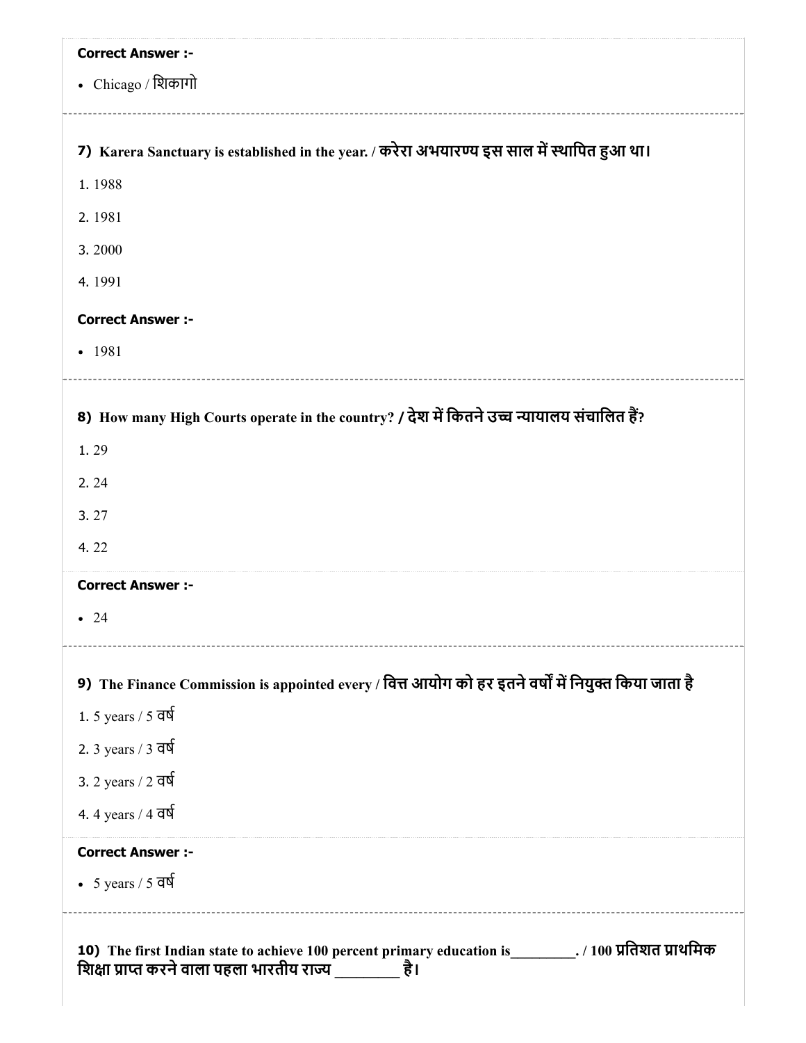**Correct Answer :-**

- Chicago / शिकागो

**7) Karera Sanctuary is established in the year. / करेरा अभयारण्य इस साल में स्थापित हुआ था।**

1. 1988
2. 1981
3. 2000
4. 1991

**Correct Answer :-**

- 1981

**8) How many High Courts operate in the country? / देश में कितने उच्च न्यायालय संचालित हैं?**

1. 29
2. 24
3. 27
4. 22

**Correct Answer :-**

- 24

**9) The Finance Commission is appointed every / वित्त आयोग को हर इतने वर्षों में नियुक्त किया जाता है**

1. 5 years / 5 वर्ष
2. 3 years / 3 वर्ष
3. 2 years / 2 वर्ष
4. 4 years / 4 वर्ष

**Correct Answer :-**

- 5 years / 5 वर्ष

**10) The first Indian state to achieve 100 percent primary education is_________. / 100 प्रतिशत प्राथमिक शिक्षा प्राप्त करने वाला पहला भारतीय राज्य ________ है।**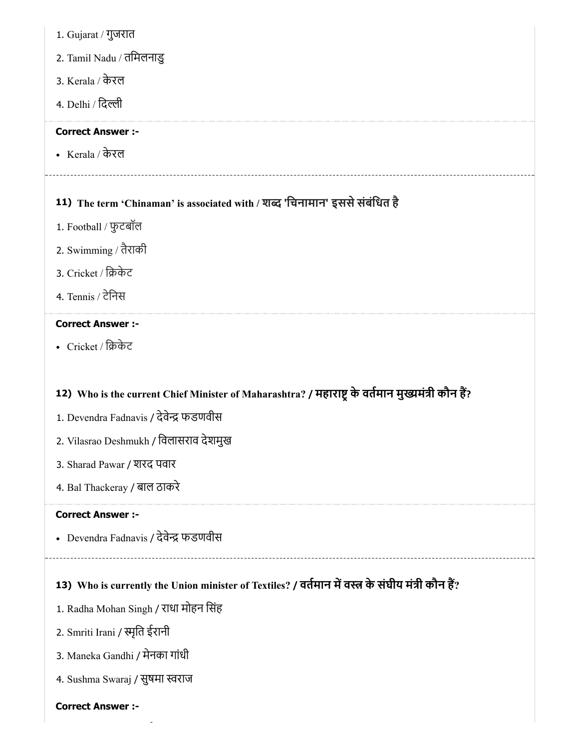1. Gujarat / गुजरात
2. Tamil Nadu / तमिलनाडु
3. Kerala / केरल
4. Delhi / दिल्ली

**Correct Answer :-**

- Kerala / केरल

**11) The term 'Chinaman' is associated with / शब्द 'चिनामान' इससे संबंधित है**

1. Football / फुटबॉल
2. Swimming / तैराकी
3. Cricket / क्रिकेट
4. Tennis / टेनिस

**Correct Answer :-**

- Cricket / क्रिकेट

**12) Who is the current Chief Minister of Maharashtra? / महाराष्ट्र के वर्तमान मुख्यमंत्री कौन हैं?**

1. Devendra Fadnavis / देवेन्द्र फडणवीस
2. Vilasrao Deshmukh / विलासराव देशमुख
3. Sharad Pawar / शरद पवार
4. Bal Thackeray / बाल ठाकरे

**Correct Answer :-**

- Devendra Fadnavis / देवेन्द्र फडणवीस

**13) Who is currently the Union minister of Textiles? / वर्तमान में वस्त्र के संघीय मंत्री कौन हैं?**

1. Radha Mohan Singh / राधा मोहन सिंह
2. Smriti Irani / स्मृति ईरानी
3. Maneka Gandhi / मेनका गांधी
4. Sushma Swaraj / सुषमा स्वराज

**Correct Answer :-**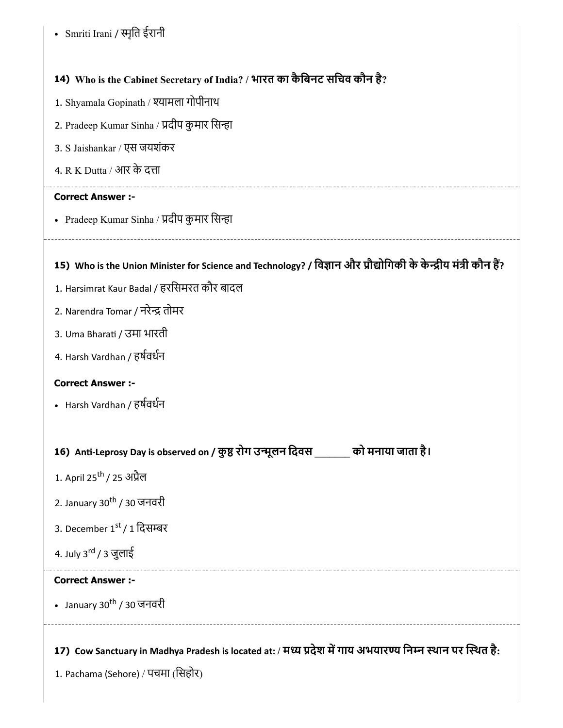- Smriti Irani / स्मृति ईरानी

**14) Who is the Cabinet Secretary of India? / भारत का कैबिनट सचिव कौन है?**

1. Shyamala Gopinath / श्यामला गोपीनाथ
2. Pradeep Kumar Sinha / प्रदीप कुमार सिन्हा
3. S Jaishankar / एस जयशंकर
4. R K Dutta / आर के दत्ता

**Correct Answer :-**

- Pradeep Kumar Sinha / प्रदीप कुमार सिन्हा

**15) Who is the Union Minister for Science and Technology? / विज्ञान और प्रौद्योगिकी के केन्द्रीय मंत्री कौन हैं?**

1. Harsimrat Kaur Badal / हरसिमरत कौर बादल
2. Narendra Tomar / नरेन्द्र तोमर
3. Uma Bharati / उमा भारती
4. Harsh Vardhan / हर्षवर्धन

**Correct Answer :-**

- Harsh Vardhan / हर्षवर्धन

**16) Anti-Leprosy Day is observed on / कुष्ठ रोग उन्मूलन दिवस \_\_\_\_\_\_ को मनाया जाता है।**

1. April 25th / 25 अप्रैल
2. January 30th / 30 जनवरी
3. December 1st / 1 दिसम्बर
4. July 3rd / 3 जुलाई

**Correct Answer :-**

- January 30th / 30 जनवरी

**17) Cow Sanctuary in Madhya Pradesh is located at: / मध्य प्रदेश में गाय अभयारण्य निम्न स्थान पर स्थित है:**

1. Pachama (Sehore) / पचमा (सिहोर)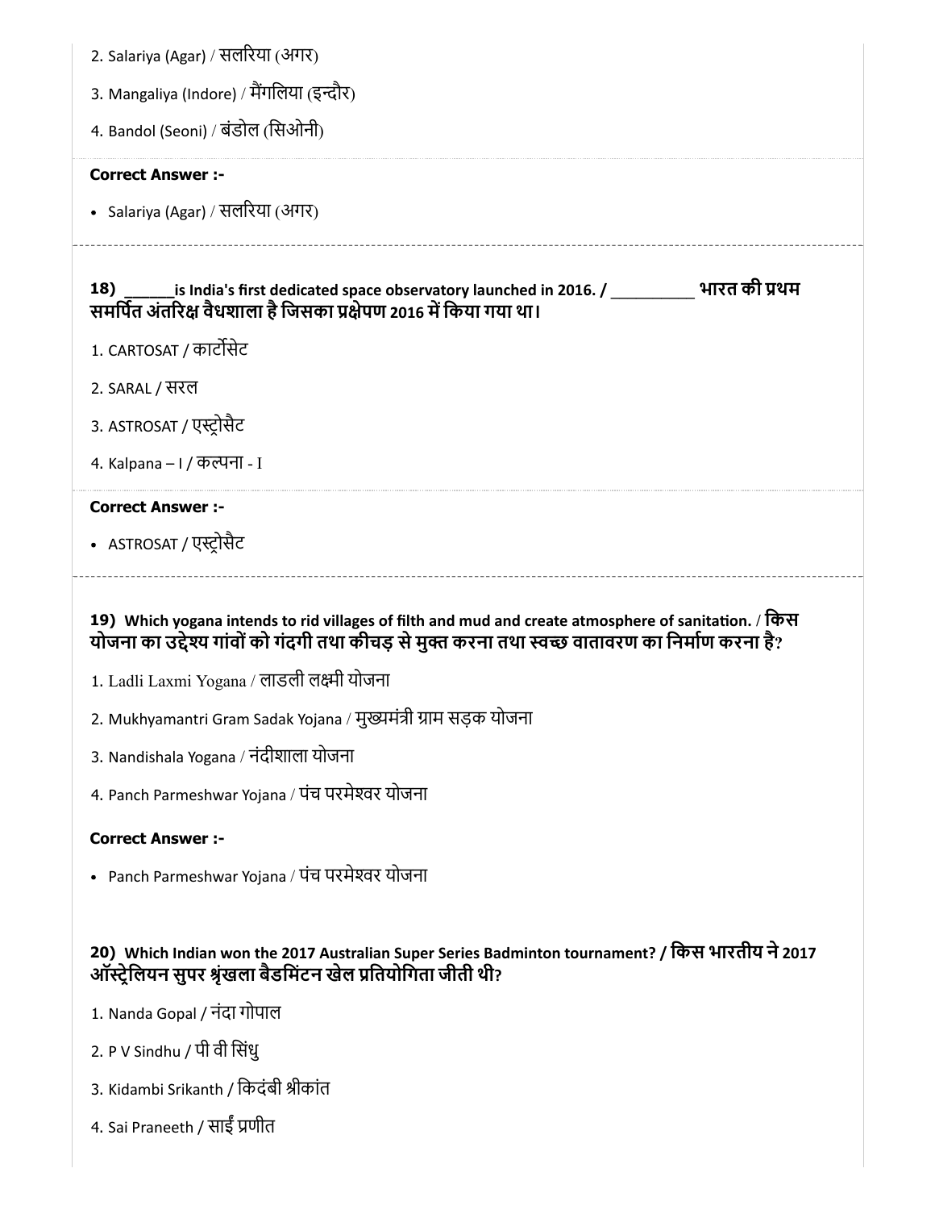2. Salariya (Agar) / सलरिया (अगर)

3. Mangaliya (Indore) / मैंगलिया (इन्दौर)

4. Bandol (Seoni) / बंडोल (सिओनी)

**Correct Answer :-**

- Salariya (Agar) / सलरिया (अगर)

---

**18) ______is India's first dedicated space observatory launched in 2016. / __________ भारत की प्रथम समर्पित अंतरिक्ष वैधशाला है जिसका प्रक्षेपण 2016 में किया गया था।**

1. CARTOSAT / कार्टोसेट

2. SARAL / सरल

3. ASTROSAT / एस्ट्रोसैट

4. Kalpana – I / कल्पना - I

**Correct Answer :-**

- ASTROSAT / एस्ट्रोसैट

---

**19) Which yogana intends to rid villages of filth and mud and create atmosphere of sanitation. / किस योजना का उद्देश्य गांवों को गंदगी तथा कीचड़ से मुक्त करना तथा स्वच्छ वातावरण का निर्माण करना है?**

1. Ladli Laxmi Yogana / लाडली लक्ष्मी योजना

2. Mukhyamantri Gram Sadak Yojana / मुख्यमंत्री ग्राम सड़क योजना

3. Nandishala Yogana / नंदीशाला योजना

4. Panch Parmeshwar Yojana / पंच परमेश्वर योजना

**Correct Answer :-**

- Panch Parmeshwar Yojana / पंच परमेश्वर योजना

---

**20) Which Indian won the 2017 Australian Super Series Badminton tournament? / किस भारतीय ने 2017 ऑस्ट्रेलियन सुपर श्रृंखला बैडमिंटन खेल प्रतियोगिता जीती थी?**

1. Nanda Gopal / नंदा गोपाल

2. P V Sindhu / पी वी सिंधु

3. Kidambi Srikanth / किदंबी श्रीकांत

4. Sai Praneeth / साईं प्रणीत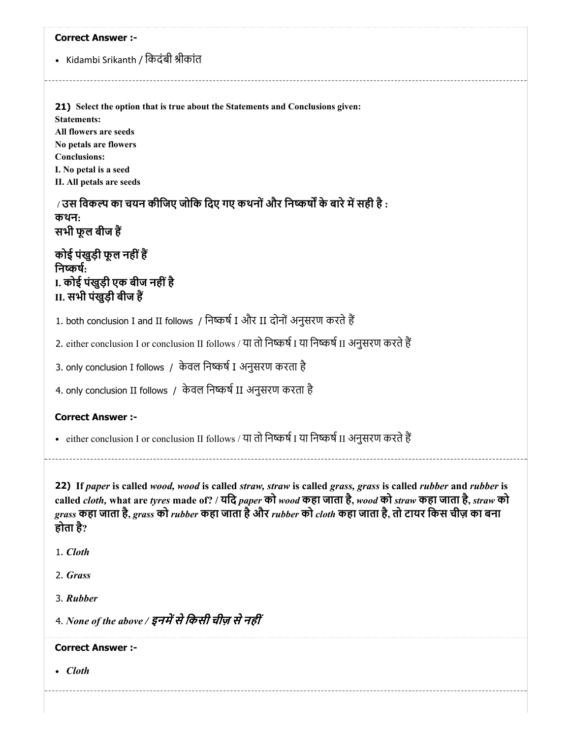**Correct Answer :-**

- Kidambi Srikanth / किदंबी श्रीकांत

---

**21)** **Select the option that is true about the Statements and Conclusions given:**
**Statements:**
**All flowers are seeds**
**No petals are flowers**
**Conclusions:**
**I. No petal is a seed**
**II. All petals are seeds**

**/ उस विकल्प का चयन कीजिए जोकि दिए गए कथनों और निष्कर्षों के बारे में सही है :**
**कथन:**
**सभी फूल बीज हैं**

**कोई पंखुड़ी फूल नहीं हैं**
**निष्कर्ष:**
**I. कोई पंखुड़ी एक बीज नहीं है**
**II. सभी पंखुड़ी बीज हैं**

1. both conclusion I and II follows / निष्कर्ष I और II दोनों अनुसरण करते हैं

2. either conclusion I or conclusion II follows / या तो निष्कर्ष I या निष्कर्ष II अनुसरण करते हैं

3. only conclusion I follows / केवल निष्कर्ष I अनुसरण करता है

4. only conclusion II follows / केवल निष्कर्ष II अनुसरण करता है

**Correct Answer :-**

- either conclusion I or conclusion II follows / या तो निष्कर्ष I या निष्कर्ष II अनुसरण करते हैं

---

**22)** **If *paper* is called *wood, wood* is called *straw, straw* is called *grass, grass* is called *rubber* and *rubber* is called *cloth,* what are *tyres* made of? / यदि *paper* को *wood* कहा जाता है, *wood* को *straw* कहा जाता है, *straw* को *grass* कहा जाता है, *grass* को *rubber* कहा जाता है और *rubber* को *cloth* कहा जाता है, तो टायर किस चीज़ का बना होता है?**

1. *Cloth*

2. *Grass*

3. *Rubber*

4. *None of the above / इनमें से किसी चीज़ से नहीं*

**Correct Answer :-**

- *Cloth*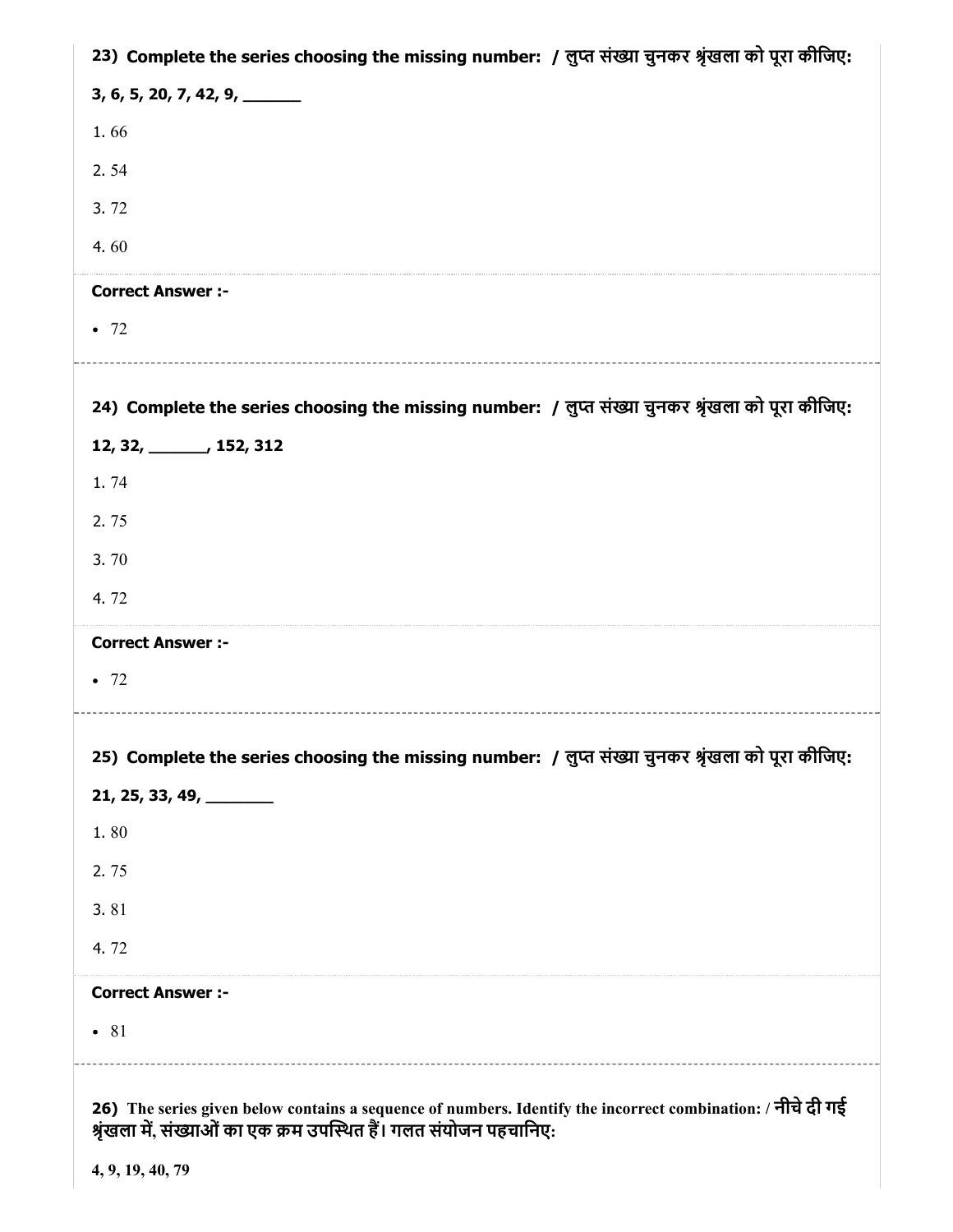**23) Complete the series choosing the missing number: / लुप्त संख्या चुनकर श्रृंखला को पूरा कीजिए:**

**3, 6, 5, 20, 7, 42, 9, _______**

1. 66

2. 54

3. 72

4. 60

**Correct Answer :-**

- 72

---

**24) Complete the series choosing the missing number: / लुप्त संख्या चुनकर श्रृंखला को पूरा कीजिए:**

**12, 32, _______, 152, 312**

1. 74

2. 75

3. 70

4. 72

**Correct Answer :-**

- 72

---

**25) Complete the series choosing the missing number: / लुप्त संख्या चुनकर श्रृंखला को पूरा कीजिए:**

**21, 25, 33, 49, ________**

1. 80

2. 75

3. 81

4. 72

**Correct Answer :-**

- 81

---

**26) The series given below contains a sequence of numbers. Identify the incorrect combination: / नीचे दी गई श्रृंखला में, संख्याओं का एक क्रम उपस्थित हैं। गलत संयोजन पहचानिए:**

**4, 9, 19, 40, 79**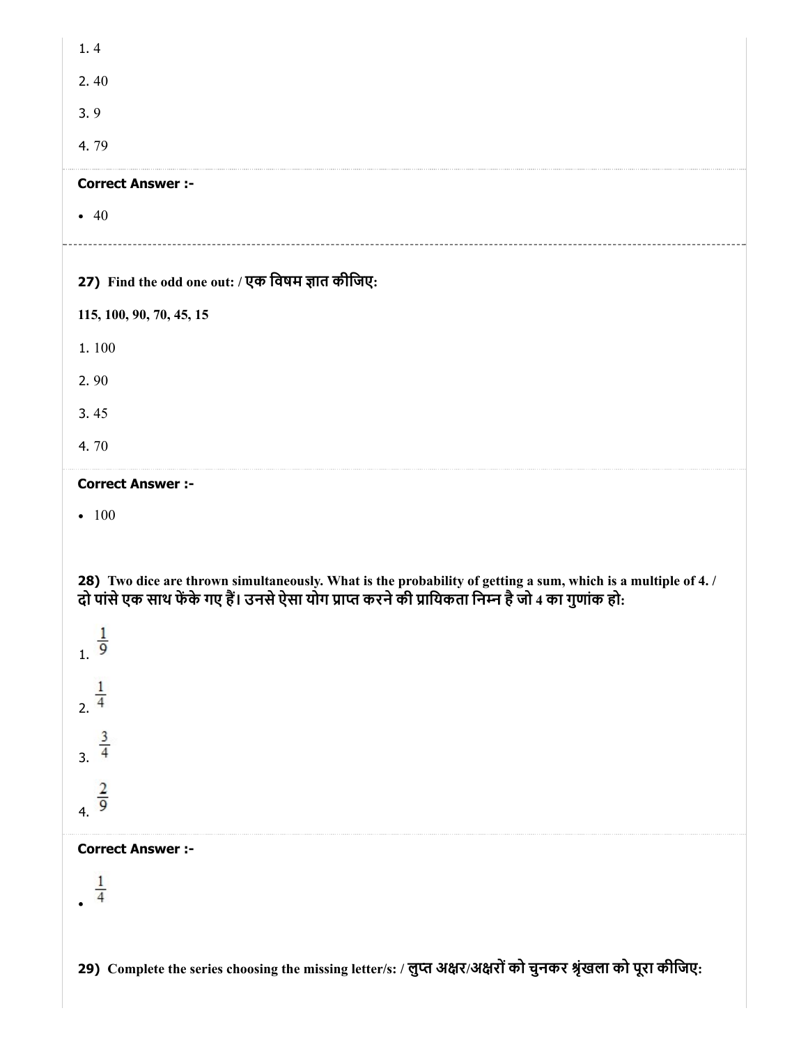1. 4

2. 40

3. 9

4. 79

**Correct Answer :-**

- 40

**27)** **Find the odd one out: / एक विषम ज्ञात कीजिए:**

**115, 100, 90, 70, 45, 15**

1. 100

2. 90

3. 45

4. 70

**Correct Answer :-**

- 100

**28)** **Two dice are thrown simultaneously. What is the probability of getting a sum, which is a multiple of 4. / दो पांसे एक साथ फेंके गए हैं। उनसे ऐसा योग प्राप्त करने की प्रायिकता निम्न है जो 4 का गुणांक हो:**

1. $\frac{1}{9}$

2. $\frac{1}{4}$

3. $\frac{3}{4}$

4. $\frac{2}{9}$

**Correct Answer :-**

- $\frac{1}{4}$

**29)** **Complete the series choosing the missing letter/s: / लुप्त अक्षर/अक्षरों को चुनकर श्रृंखला को पूरा कीजिए:**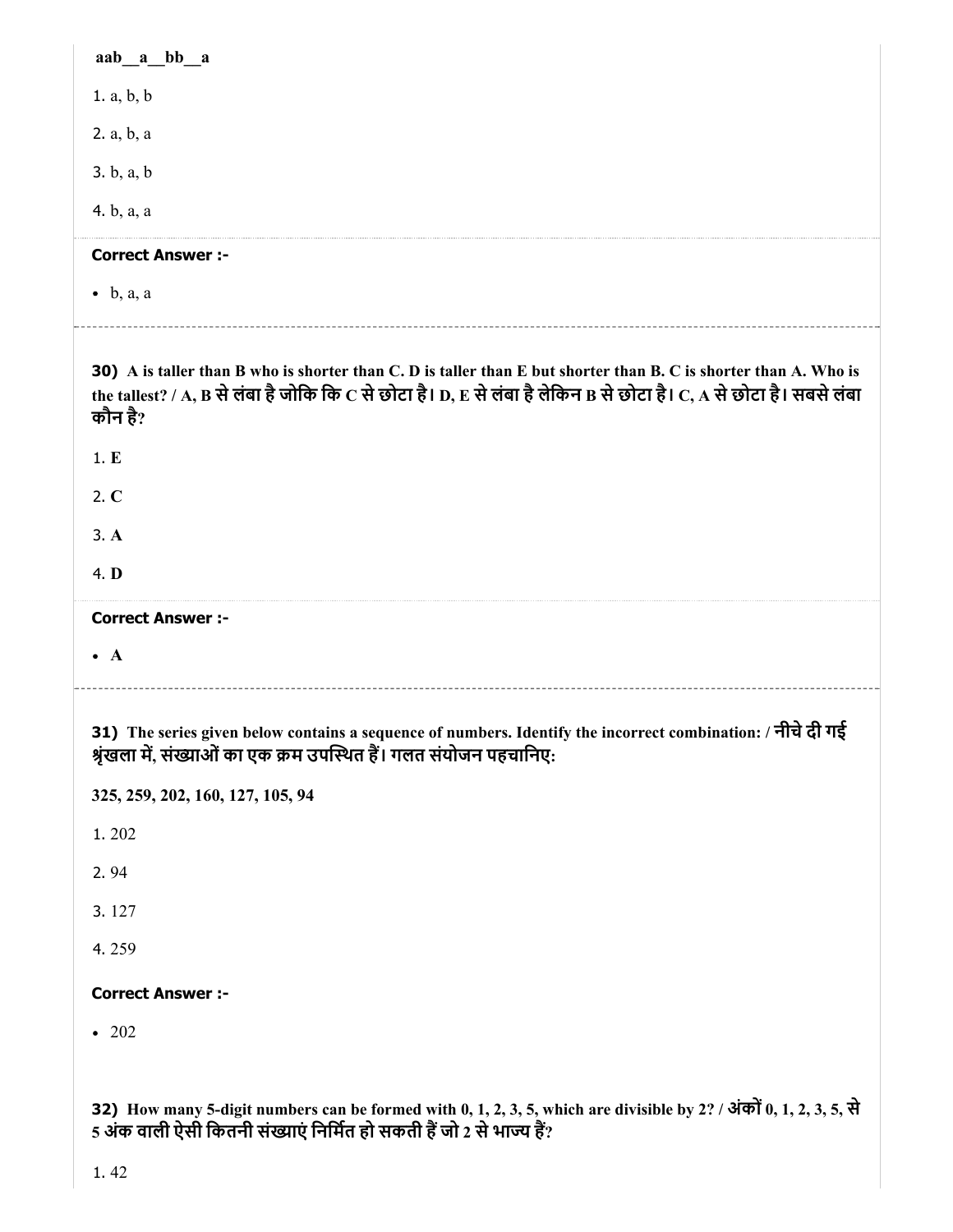**aab__a__bb__a**

1. a, b, b

2. a, b, a

3. b, a, b

4. b, a, a

**Correct Answer :-**

- b, a, a

**30)** **A is taller than B who is shorter than C. D is taller than E but shorter than B. C is shorter than A. Who is the tallest? / A, B से लंबा है जोकि कि C से छोटा है। D, E से लंबा है लेकिन B से छोटा है। C, A से छोटा है। सबसे लंबा कौन है?**

1. **E**

2. **C**

3. **A**

4. **D**

**Correct Answer :-**

- **A**

**31)** **The series given below contains a sequence of numbers. Identify the incorrect combination: / नीचे दी गई श्रृंखला में, संख्याओं का एक क्रम उपस्थित हैं। गलत संयोजन पहचानिए:**

**325, 259, 202, 160, 127, 105, 94**

1. 202

2. 94

3. 127

4. 259

**Correct Answer :-**

- 202

**32)** **How many 5-digit numbers can be formed with 0, 1, 2, 3, 5, which are divisible by 2? / अंकों 0, 1, 2, 3, 5, से 5 अंक वाली ऐसी कितनी संख्याएं निर्मित हो सकती हैं जो 2 से भाज्य हैं?**

1. 42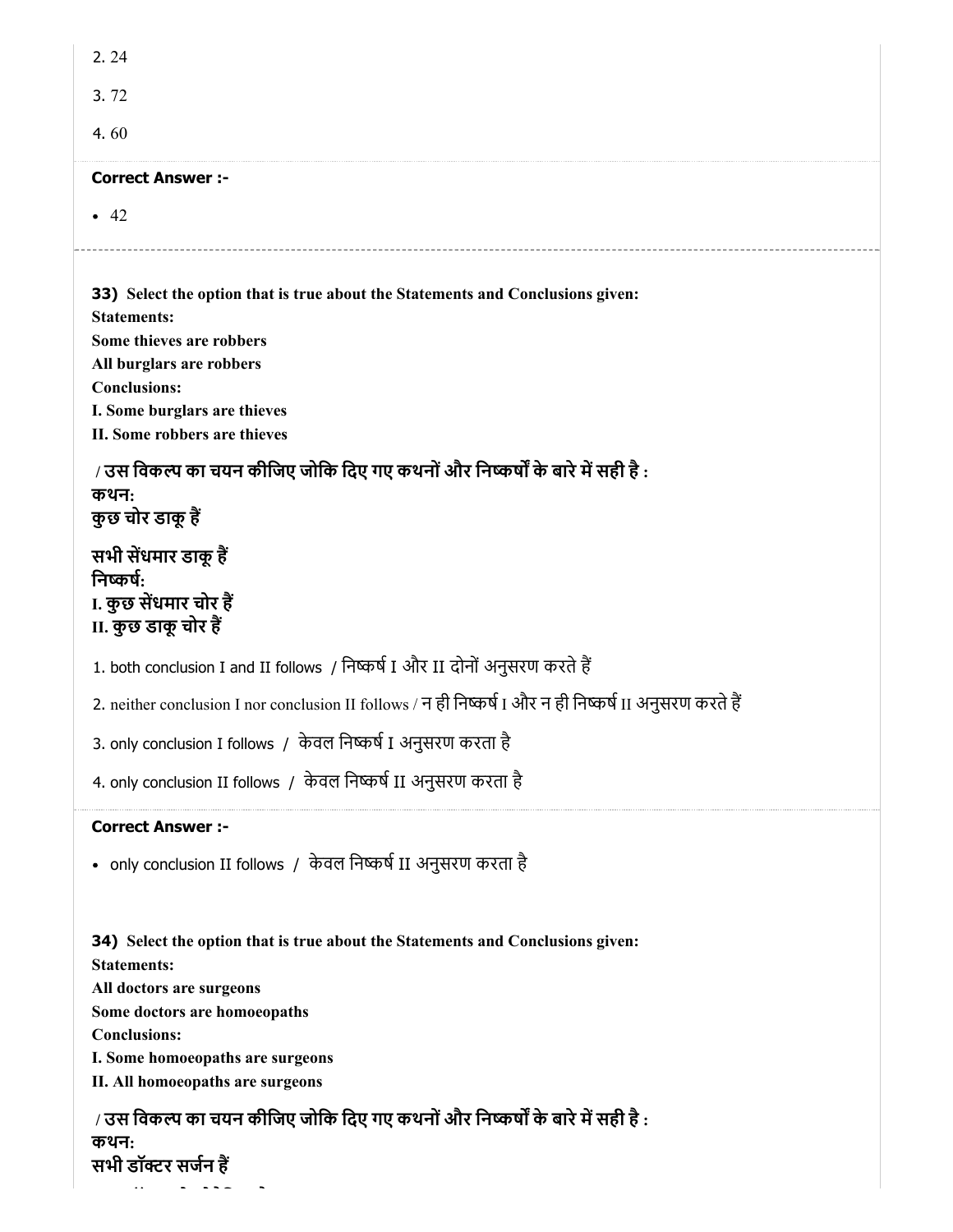2. 24

3. 72

4. 60

**Correct Answer :-**

- 42

---

**33)** **Select the option that is true about the Statements and Conclusions given:**
**Statements:**
**Some thieves are robbers**
**All burglars are robbers**
**Conclusions:**
**I. Some burglars are thieves**
**II. Some robbers are thieves**

**/ उस विकल्प का चयन कीजिए जोकि दिए गए कथनों और निष्कर्षों के बारे में सही है :**
**कथन:**
**कुछ चोर डाकू हैं**

**सभी सेंधमार डाकू हैं**
**निष्कर्ष:**
**I. कुछ सेंधमार चोर हैं**
**II. कुछ डाकू चोर हैं**

1. both conclusion I and II follows / निष्कर्ष I और II दोनों अनुसरण करते हैं

2. neither conclusion I nor conclusion II follows / न ही निष्कर्ष I और न ही निष्कर्ष II अनुसरण करते हैं

3. only conclusion I follows / केवल निष्कर्ष I अनुसरण करता है

4. only conclusion II follows / केवल निष्कर्ष II अनुसरण करता है

**Correct Answer :-**

- only conclusion II follows / केवल निष्कर्ष II अनुसरण करता है

**34)** **Select the option that is true about the Statements and Conclusions given:**
**Statements:**
**All doctors are surgeons**
**Some doctors are homoeopaths**
**Conclusions:**
**I. Some homoeopaths are surgeons**
**II. All homoeopaths are surgeons**

**/ उस विकल्प का चयन कीजिए जोकि दिए गए कथनों और निष्कर्षों के बारे में सही है :**
**कथन:**
**सभी डॉक्टर सर्जन हैं**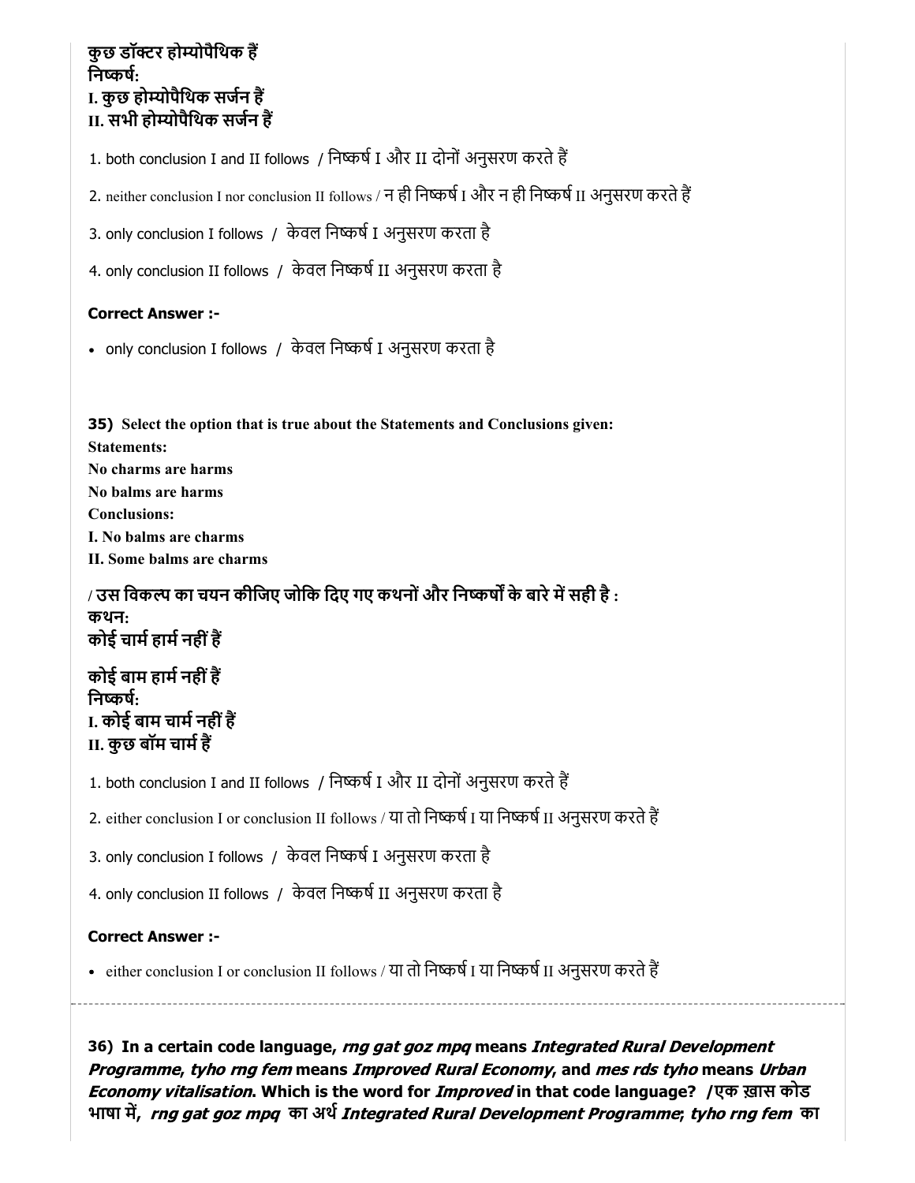**कुछ डॉक्टर होम्योपैथिक हैं**
**निष्कर्ष:**
**I. कुछ होम्योपैथिक सर्जन हैं**
**II. सभी होम्योपैथिक सर्जन हैं**

1. both conclusion I and II follows / निष्कर्ष I और II दोनों अनुसरण करते हैं

2. neither conclusion I nor conclusion II follows / न ही निष्कर्ष I और न ही निष्कर्ष II अनुसरण करते हैं

3. only conclusion I follows / केवल निष्कर्ष I अनुसरण करता है

4. only conclusion II follows / केवल निष्कर्ष II अनुसरण करता है

**Correct Answer :-**

- only conclusion I follows / केवल निष्कर्ष I अनुसरण करता है

**35) Select the option that is true about the Statements and Conclusions given:**
**Statements:**
**No charms are harms**
**No balms are harms**
**Conclusions:**
**I. No balms are charms**
**II. Some balms are charms**

**/ उस विकल्प का चयन कीजिए जोकि दिए गए कथनों और निष्कर्षों के बारे में सही है :**
**कथन:**
**कोई चार्म हार्म नहीं हैं**

**कोई बाम हार्म नहीं हैं**
**निष्कर्ष:**
**I. कोई बाम चार्म नहीं हैं**
**II. कुछ बॉम चार्म हैं**

1. both conclusion I and II follows / निष्कर्ष I और II दोनों अनुसरण करते हैं

2. either conclusion I or conclusion II follows / या तो निष्कर्ष I या निष्कर्ष II अनुसरण करते हैं

3. only conclusion I follows / केवल निष्कर्ष I अनुसरण करता है

4. only conclusion II follows / केवल निष्कर्ष II अनुसरण करता है

**Correct Answer :-**

- either conclusion I or conclusion II follows / या तो निष्कर्ष I या निष्कर्ष II अनुसरण करते हैं

**36) In a certain code language, *rng gat goz mpq* means *Integrated Rural Development Programme*, *tyho rng fem* means *Improved Rural Economy*, and *mes rds tyho* means *Urban Economy vitalisation*. Which is the word for *Improved* in that code language? /एक ख़ास कोड भाषा में, *rng gat goz mpq* का अर्थ *Integrated Rural Development Programme*; *tyho rng fem* का**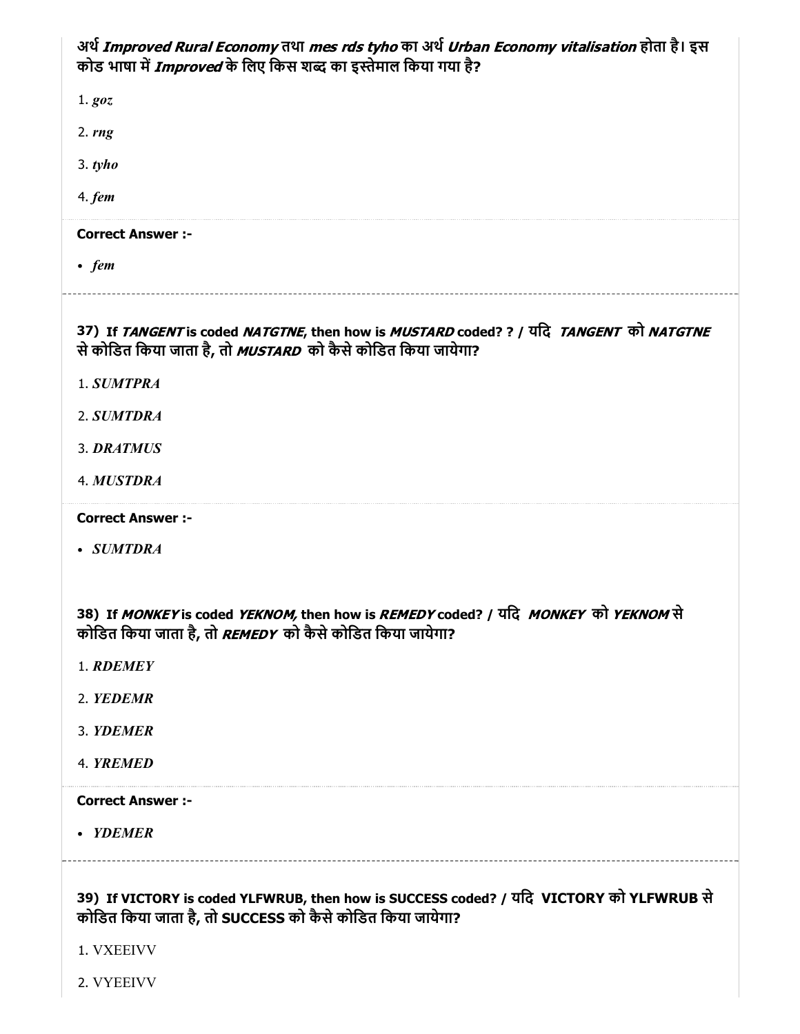अर्थ *Improved Rural Economy* तथा *mes rds tyho* का अर्थ *Urban Economy vitalisation* होता है। इस कोड भाषा में *Improved* के लिए किस शब्द का इस्तेमाल किया गया है?

1. *goz*
2. *rng*
3. *tyho*
4. *fem*

**Correct Answer :-**

- *fem*

**37) If *TANGENT* is coded *NATGTNE*, then how is *MUSTARD* coded? ? / यदि *TANGENT* को *NATGTNE* से कोडित किया जाता है, तो *MUSTARD* को कैसे कोडित किया जायेगा?**

1. *SUMTPRA*
2. *SUMTDRA*
3. *DRATMUS*
4. *MUSTDRA*

**Correct Answer :-**

- *SUMTDRA*

**38) If *MONKEY* is coded *YEKNOM*, then how is *REMEDY* coded? / यदि *MONKEY* को *YEKNOM* से कोडित किया जाता है, तो *REMEDY* को कैसे कोडित किया जायेगा?**

1. *RDEMEY*
2. *YEDEMR*
3. *YDEMER*
4. *YREMED*

**Correct Answer :-**

- *YDEMER*

**39) If VICTORY is coded YLFWRUB, then how is SUCCESS coded? / यदि VICTORY को YLFWRUB से कोडित किया जाता है, तो SUCCESS को कैसे कोडित किया जायेगा?**

1. VXEEIVV
2. VYEEIVV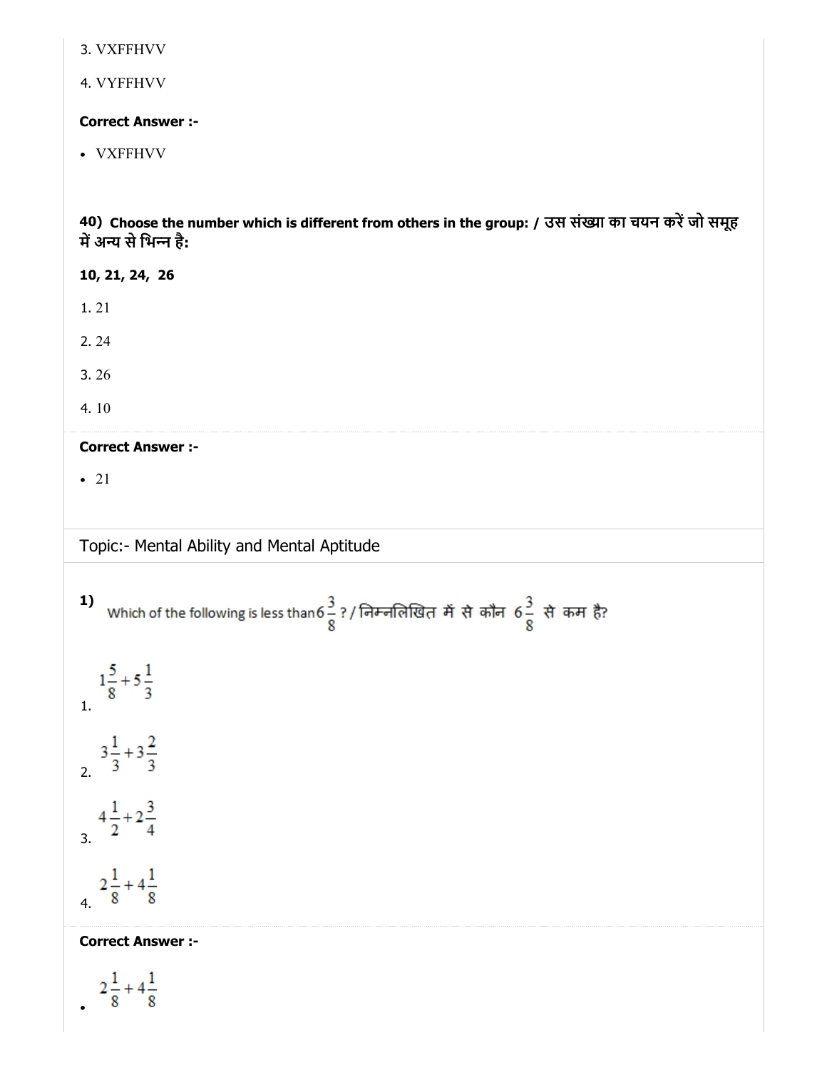3. VXFFHVV

4. VYFFHVV

**Correct Answer :-**

- VXFFHVV

**40) Choose the number which is different from others in the group: / उस संख्या का चयन करें जो समूह में अन्य से भिन्न है:**

**10, 21, 24, 26**

1. 21

2. 24

3. 26

4. 10

**Correct Answer :-**

- 21

## Topic:- Mental Ability and Mental Aptitude

**1)** Which of the following is less than $6\frac{3}{8}$? / निम्नलिखित में से कौन $6\frac{3}{8}$ से कम है?

1. $1\frac{5}{8}+5\frac{1}{3}$

2. $3\frac{1}{3}+3\frac{2}{3}$

3. $4\frac{1}{2}+2\frac{3}{4}$

4. $2\frac{1}{8}+4\frac{1}{8}$

**Correct Answer :-**

- $2\frac{1}{8}+4\frac{1}{8}$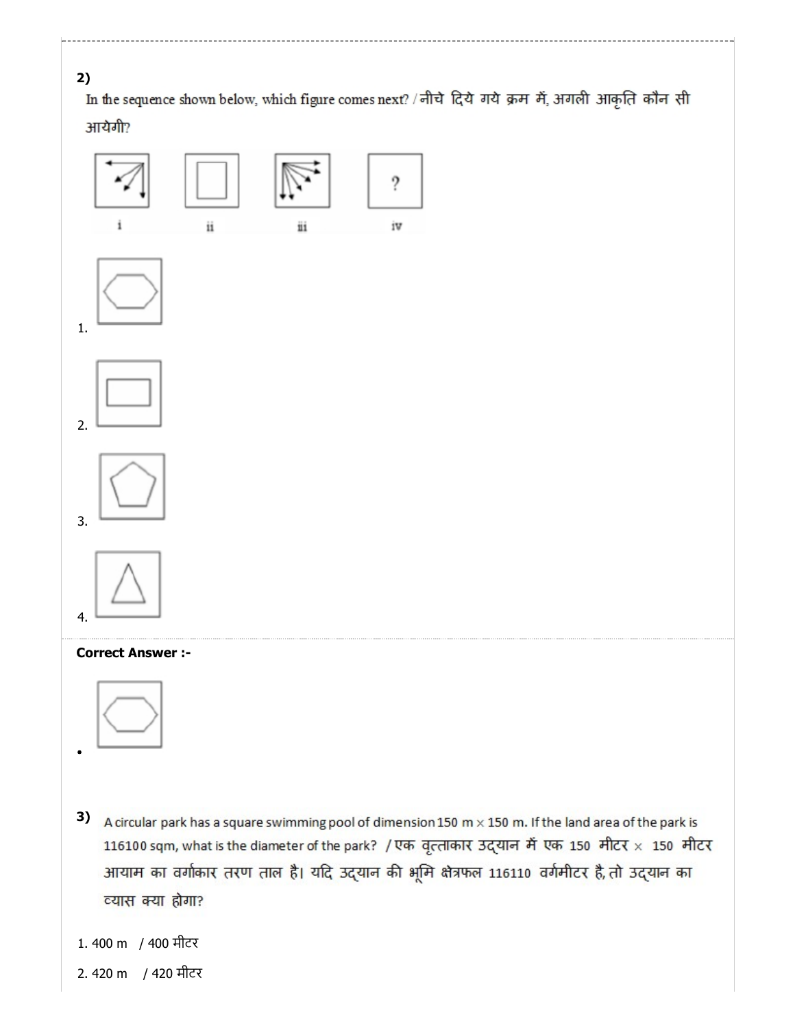**2)**

In the sequence shown below, which figure comes next? / नीचे दिये गये क्रम में, अगली आकृति कौन सी आयेगी?

i ii iii iv

?

1.

2.

3.

4.

**Correct Answer :-**

•

**3)** A circular park has a square swimming pool of dimension 150 m × 150 m. If the land area of the park is 116100 sqm, what is the diameter of the park? / एक वृत्ताकार उद्यान में एक 150 मीटर × 150 मीटर आयाम का वर्गाकार तरण ताल है। यदि उद्यान की भूमि क्षेत्रफल 116110 वर्गमीटर है, तो उद्यान का व्यास क्या होगा?

1. 400 m / 400 मीटर

2. 420 m / 420 मीटर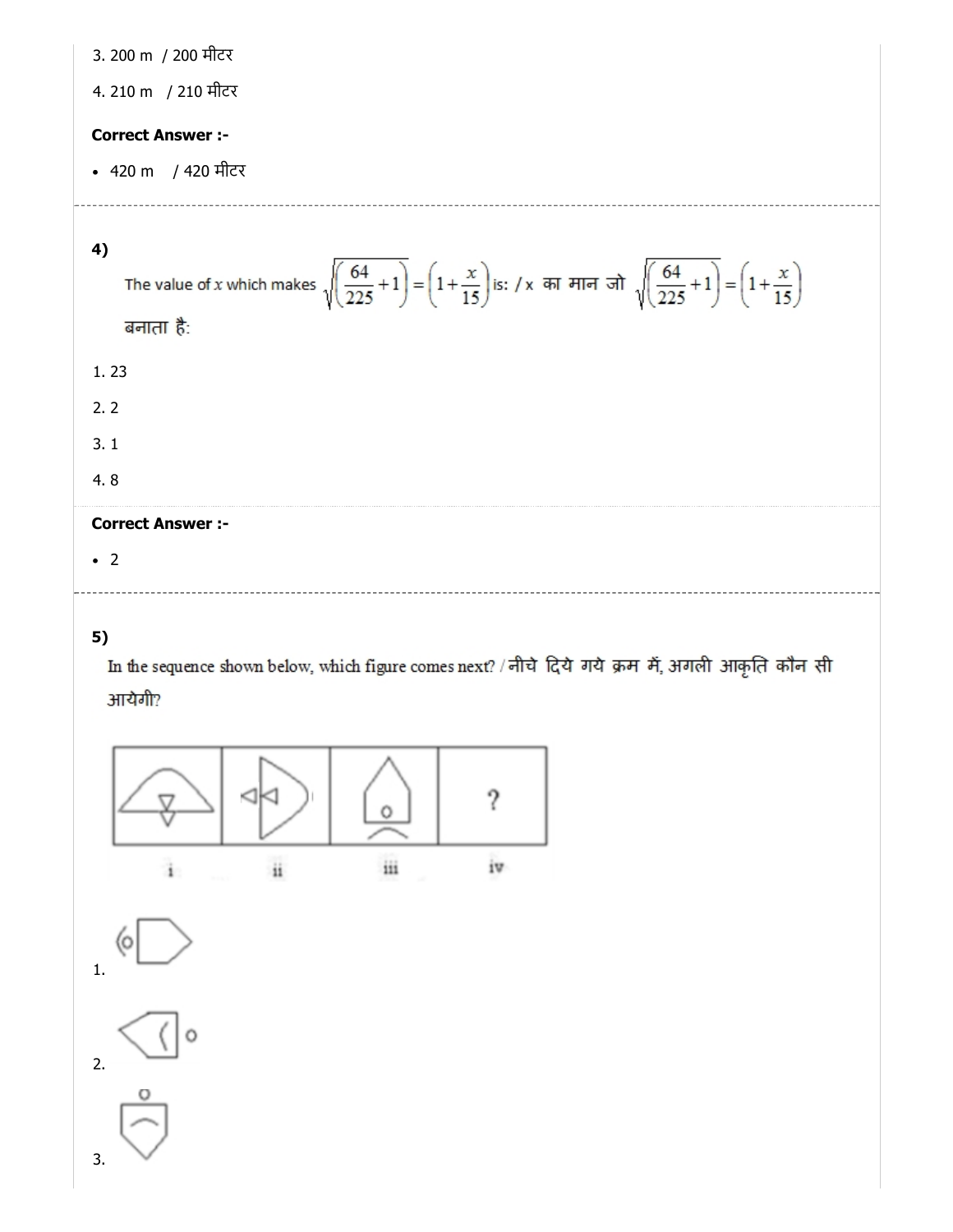3. 200 m  / 200 मीटर

4. 210 m  / 210 मीटर

**Correct Answer :-**

- 420 m  / 420 मीटर

---

**4)**

The value of $x$ which makes $\sqrt{\left(\frac{64}{225}+1\right)} = \left(1+\frac{x}{15}\right)$ is: / x का मान जो $\sqrt{\left(\frac{64}{225}+1\right)} = \left(1+\frac{x}{15}\right)$ बनाता है:

1. 23

2. 2

3. 1

4. 8

**Correct Answer :-**

- 2

---

**5)**

In the sequence shown below, which figure comes next? / नीचे दिये गये क्रम में, अगली आकृति कौन सी आयेगी?

i ii iii iv

1.

2.

3.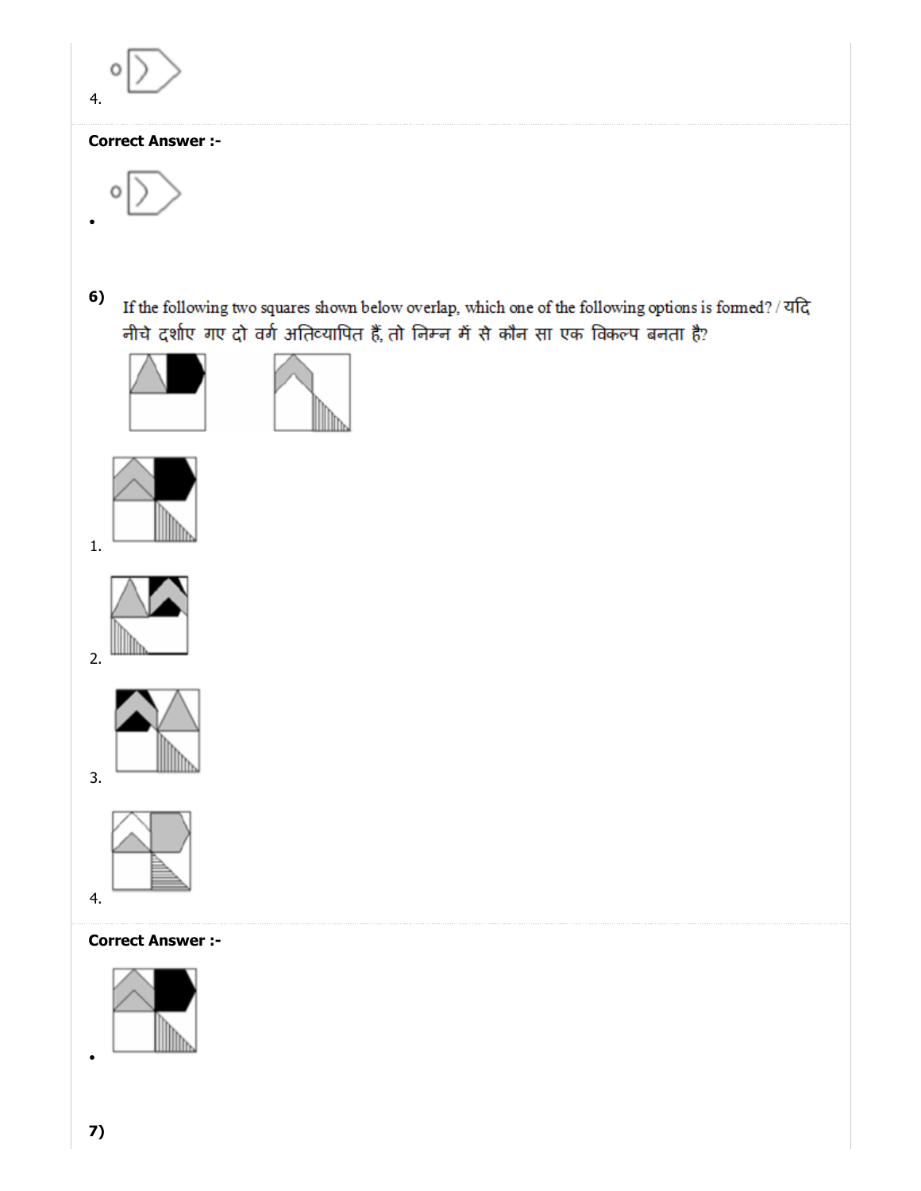4.

**Correct Answer :-**

•

6) If the following two squares shown below overlap, which one of the following options is formed? / यदि नीचे दर्शाए गए दो वर्ग अतिव्यापित हैं, तो निम्न में से कौन सा एक विकल्प बनता है?

1.

2.

3.

4.

**Correct Answer :-**

•

7)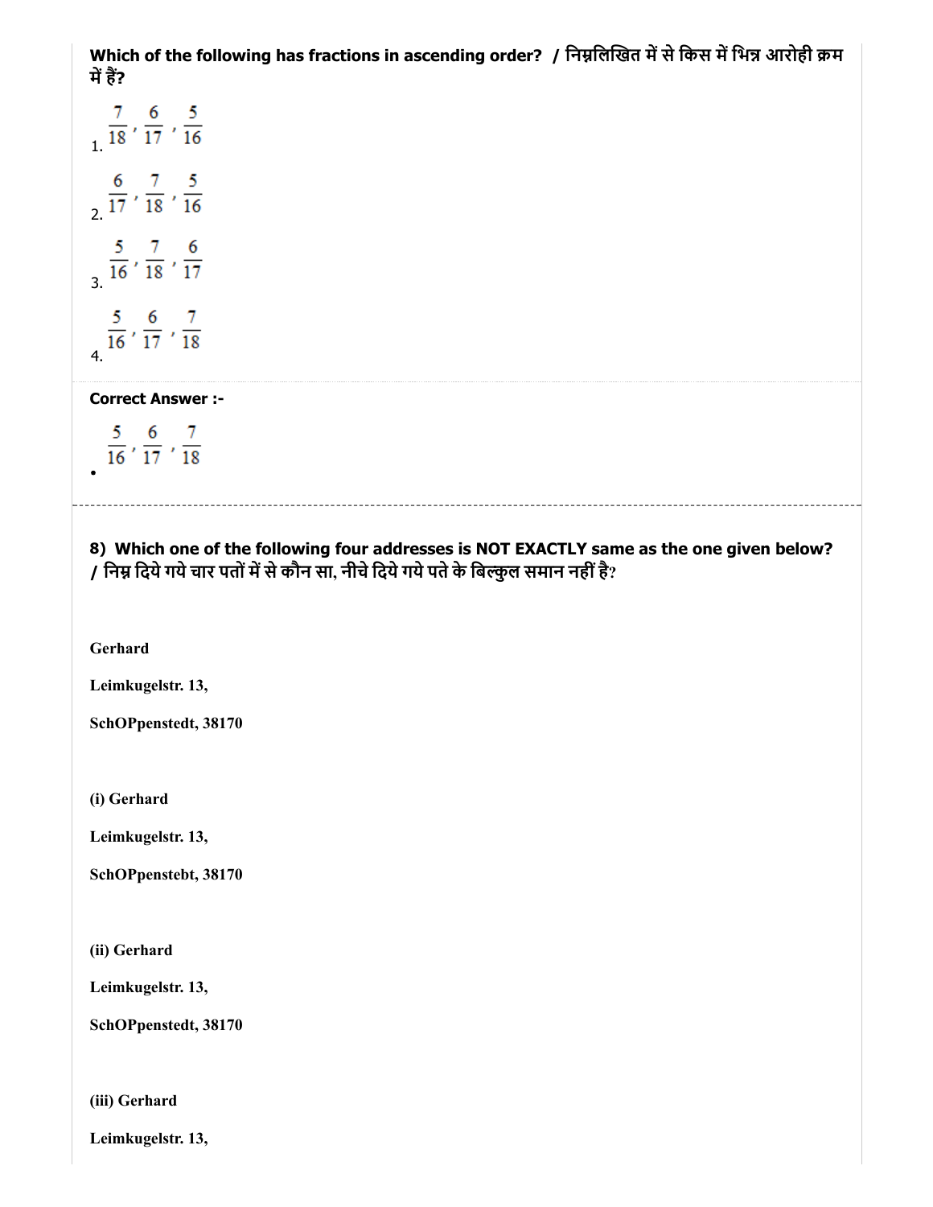**Which of the following has fractions in ascending order? / निम्नलिखित में से किस में भिन्न आरोही क्रम में हैं?**

1. $\frac{7}{18}, \frac{6}{17}, \frac{5}{16}$
2. $\frac{6}{17}, \frac{7}{18}, \frac{5}{16}$
3. $\frac{5}{16}, \frac{7}{18}, \frac{6}{17}$
4. $\frac{5}{16}, \frac{6}{17}, \frac{7}{18}$

**Correct Answer :-**

- $\frac{5}{16}, \frac{6}{17}, \frac{7}{18}$

---

**8) Which one of the following four addresses is NOT EXACTLY same as the one given below? / निम्न दिये गये चार पतों में से कौन सा, नीचे दिये गये पते के बिल्कुल समान नहीं है?**

**Gerhard**

**Leimkugelstr. 13,**

**SchOPpenstedt, 38170**

**(i) Gerhard**

**Leimkugelstr. 13,**

**SchOPpenstebt, 38170**

**(ii) Gerhard**

**Leimkugelstr. 13,**

**SchOPpenstedt, 38170**

**(iii) Gerhard**

**Leimkugelstr. 13,**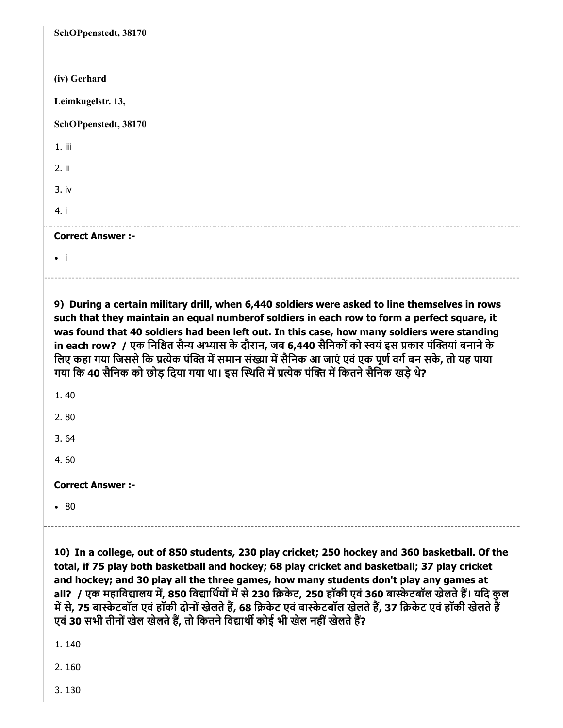SchOPpenstedt, 38170

**(iv) Gerhard**

**Leimkugelstr. 13,**

**SchOPpenstedt, 38170**

1. iii

2. ii

3. iv

4. i

**Correct Answer :-**

- i

---

**9) During a certain military drill, when 6,440 soldiers were asked to line themselves in rows such that they maintain an equal numberof soldiers in each row to form a perfect square, it was found that 40 soldiers had been left out. In this case, how many soldiers were standing in each row? / एक निश्चित सैन्य अभ्यास के दौरान, जब 6,440 सैनिकों को स्वयं इस प्रकार पंक्तियां बनाने के लिए कहा गया जिससे कि प्रत्येक पंक्ति में समान संख्या में सैनिक आ जाएं एवं एक पूर्ण वर्ग बन सके, तो यह पाया गया कि 40 सैनिक को छोड़ दिया गया था। इस स्थिति में प्रत्येक पंक्ति में कितने सैनिक खड़े थे?**

1. 40

2. 80

3. 64

4. 60

**Correct Answer :-**

- 80

---

**10) In a college, out of 850 students, 230 play cricket; 250 hockey and 360 basketball. Of the total, if 75 play both basketball and hockey; 68 play cricket and basketball; 37 play cricket and hockey; and 30 play all the three games, how many students don't play any games at all? / एक महाविद्यालय में, 850 विद्यार्थियों में से 230 क्रिकेट, 250 हॉकी एवं 360 बास्केटबॉल खेलते हैं। यदि कुल में से, 75 बास्केटबॉल एवं हॉकी दोनों खेलते हैं, 68 क्रिकेट एवं बास्केटबॉल खेलते हैं, 37 क्रिकेट एवं हॉकी खेलते हैं एवं 30 सभी तीनों खेल खेलते हैं, तो कितने विद्यार्थी कोई भी खेल नहीं खेलते हैं?**

1. 140

2. 160

3. 130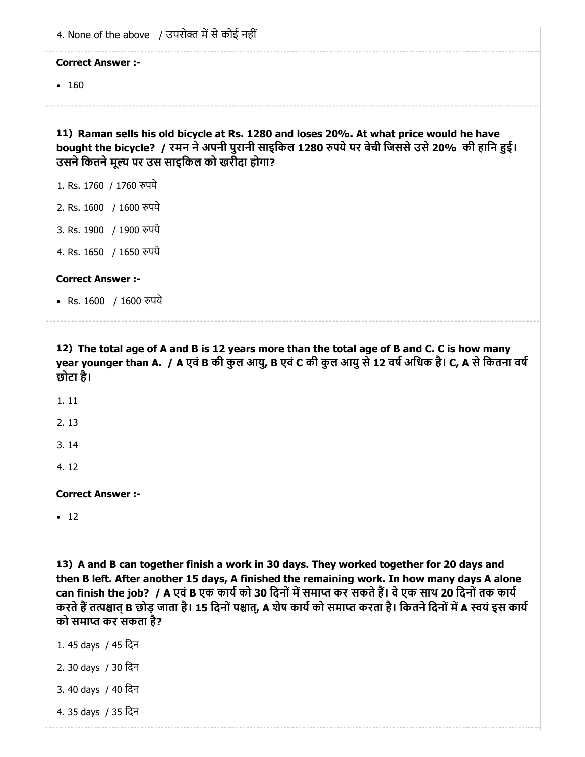4. None of the above / उपरोक्त में से कोई नहीं

**Correct Answer :-**

- 160

---

**11) Raman sells his old bicycle at Rs. 1280 and loses 20%. At what price would he have bought the bicycle? / रमन ने अपनी पुरानी साइकिल 1280 रुपये पर बेची जिससे उसे 20% की हानि हुई। उसने कितने मूल्य पर उस साइकिल को खरीदा होगा?**

1. Rs. 1760 / 1760 रुपये
2. Rs. 1600 / 1600 रुपये
3. Rs. 1900 / 1900 रुपये
4. Rs. 1650 / 1650 रुपये

**Correct Answer :-**

- Rs. 1600 / 1600 रुपये

---

**12) The total age of A and B is 12 years more than the total age of B and C. C is how many year younger than A. / A एवं B की कुल आयु, B एवं C की कुल आयु से 12 वर्ष अधिक है। C, A से कितना वर्ष छोटा है।**

1. 11
2. 13
3. 14
4. 12

**Correct Answer :-**

- 12

---

**13) A and B can together finish a work in 30 days. They worked together for 20 days and then B left. After another 15 days, A finished the remaining work. In how many days A alone can finish the job? / A एवं B एक कार्य को 30 दिनों में समाप्त कर सकते हैं। वे एक साथ 20 दिनों तक कार्य करते हैं तत्पश्चात् B छोड़ जाता है। 15 दिनों पश्चात्, A शेष कार्य को समाप्त करता है। कितने दिनों में A स्वयं इस कार्य को समाप्त कर सकता है?**

1. 45 days / 45 दिन
2. 30 days / 30 दिन
3. 40 days / 40 दिन
4. 35 days / 35 दिन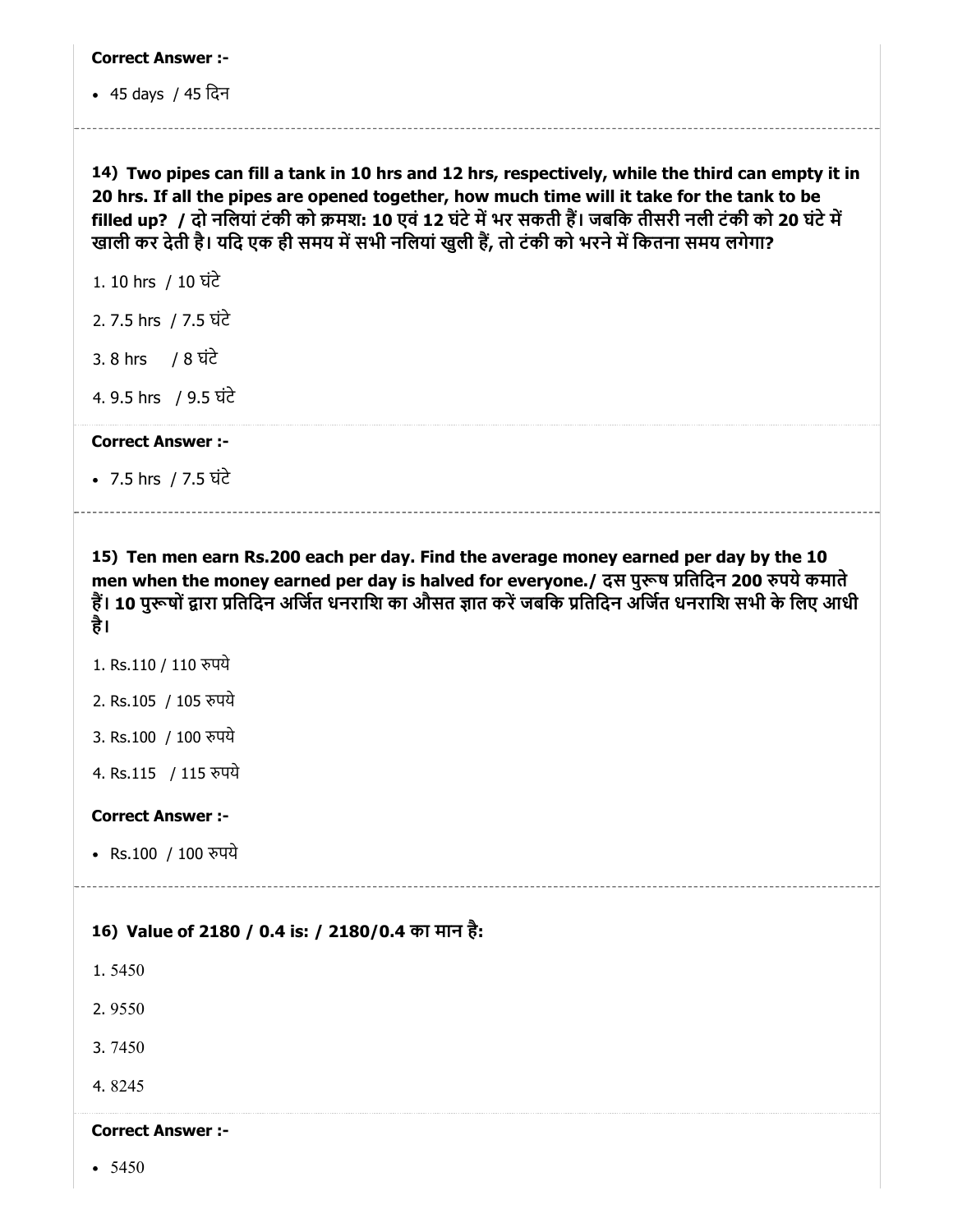**Correct Answer :-**

- 45 days / 45 दिन

---

**14) Two pipes can fill a tank in 10 hrs and 12 hrs, respectively, while the third can empty it in 20 hrs. If all the pipes are opened together, how much time will it take for the tank to be filled up? / दो नलियां टंकी को क्रमश: 10 एवं 12 घंटे में भर सकती हैं। जबकि तीसरी नली टंकी को 20 घंटे में खाली कर देती है। यदि एक ही समय में सभी नलियां खुली हैं, तो टंकी को भरने में कितना समय लगेगा?**

1. 10 hrs / 10 घंटे
2. 7.5 hrs / 7.5 घंटे
3. 8 hrs / 8 घंटे
4. 9.5 hrs / 9.5 घंटे

**Correct Answer :-**

- 7.5 hrs / 7.5 घंटे

---

**15) Ten men earn Rs.200 each per day. Find the average money earned per day by the 10 men when the money earned per day is halved for everyone./ दस पुरूष प्रतिदिन 200 रुपये कमाते हैं। 10 पुरूषों द्वारा प्रतिदिन अर्जित धनराशि का औसत ज्ञात करें जबकि प्रतिदिन अर्जित धनराशि सभी के लिए आधी है।**

1. Rs.110 / 110 रुपये
2. Rs.105 / 105 रुपये
3. Rs.100 / 100 रुपये
4. Rs.115 / 115 रुपये

**Correct Answer :-**

- Rs.100 / 100 रुपये

---

**16) Value of 2180 / 0.4 is: / 2180/0.4 का मान है:**

1. 5450
2. 9550
3. 7450
4. 8245

**Correct Answer :-**

- 5450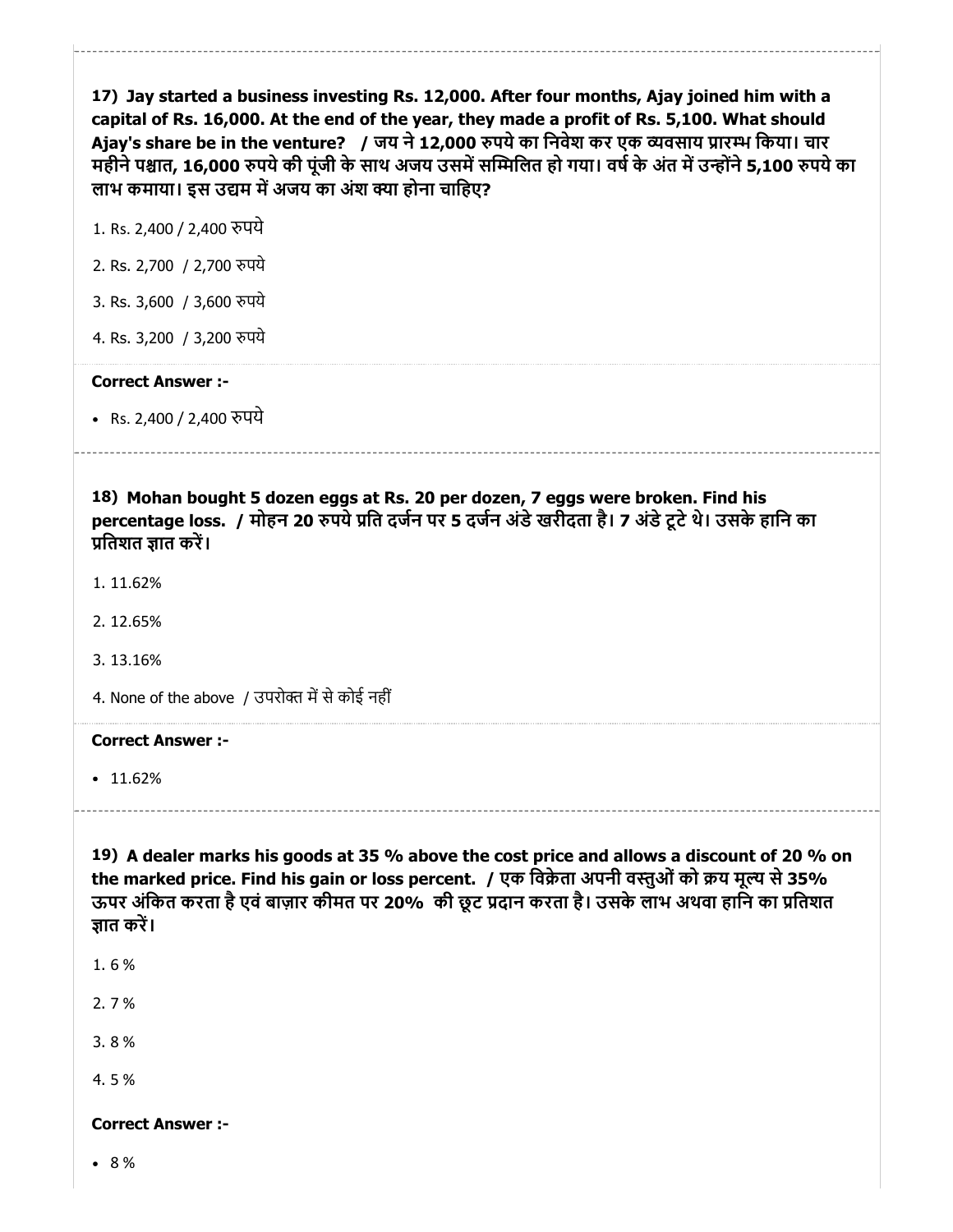**17) Jay started a business investing Rs. 12,000. After four months, Ajay joined him with a capital of Rs. 16,000. At the end of the year, they made a profit of Rs. 5,100. What should Ajay's share be in the venture? / जय ने 12,000 रुपये का निवेश कर एक व्यवसाय प्रारम्भ किया। चार महीने पश्चात, 16,000 रुपये की पूंजी के साथ अजय उसमें सम्मिलित हो गया। वर्ष के अंत में उन्होंने 5,100 रुपये का लाभ कमाया। इस उद्यम में अजय का अंश क्या होना चाहिए?**

1. Rs. 2,400 / 2,400 रुपये
2. Rs. 2,700 / 2,700 रुपये
3. Rs. 3,600 / 3,600 रुपये
4. Rs. 3,200 / 3,200 रुपये

**Correct Answer :-**

- Rs. 2,400 / 2,400 रुपये

---

**18) Mohan bought 5 dozen eggs at Rs. 20 per dozen, 7 eggs were broken. Find his percentage loss. / मोहन 20 रुपये प्रति दर्जन पर 5 दर्जन अंडे खरीदता है। 7 अंडे टूटे थे। उसके हानि का प्रतिशत ज्ञात करें।**

1. 11.62%
2. 12.65%
3. 13.16%
4. None of the above / उपरोक्त में से कोई नहीं

**Correct Answer :-**

- 11.62%

---

**19) A dealer marks his goods at 35 % above the cost price and allows a discount of 20 % on the marked price. Find his gain or loss percent. / एक विक्रेता अपनी वस्तुओं को क्रय मूल्य से 35% ऊपर अंकित करता है एवं बाज़ार कीमत पर 20% की छूट प्रदान करता है। उसके लाभ अथवा हानि का प्रतिशत ज्ञात करें।**

1. 6 %
2. 7 %
3. 8 %
4. 5 %

**Correct Answer :-**

- 8 %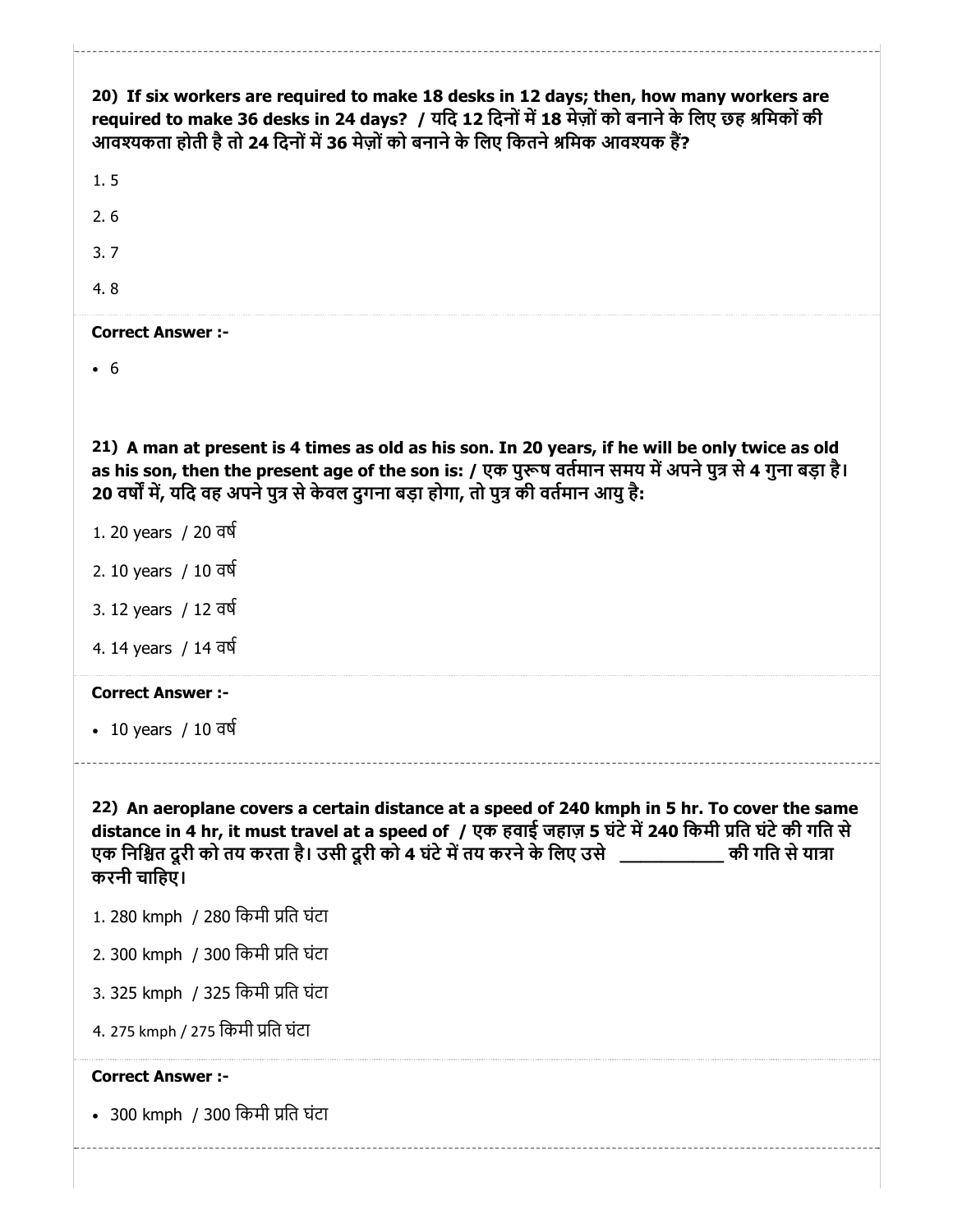**20) If six workers are required to make 18 desks in 12 days; then, how many workers are required to make 36 desks in 24 days? / यदि 12 दिनों में 18 मेज़ों को बनाने के लिए छह श्रमिकों की आवश्यकता होती है तो 24 दिनों में 36 मेज़ों को बनाने के लिए कितने श्रमिक आवश्यक हैं?**

1. 5
2. 6
3. 7
4. 8

**Correct Answer :-**

- 6

**21) A man at present is 4 times as old as his son. In 20 years, if he will be only twice as old as his son, then the present age of the son is: / एक पुरूष वर्तमान समय में अपने पुत्र से 4 गुना बड़ा है। 20 वर्षों में, यदि वह अपने पुत्र से केवल दुगना बड़ा होगा, तो पुत्र की वर्तमान आयु है:**

1. 20 years / 20 वर्ष
2. 10 years / 10 वर्ष
3. 12 years / 12 वर्ष
4. 14 years / 14 वर्ष

**Correct Answer :-**

- 10 years / 10 वर्ष

**22) An aeroplane covers a certain distance at a speed of 240 kmph in 5 hr. To cover the same distance in 4 hr, it must travel at a speed of / एक हवाई जहाज़ 5 घंटे में 240 किमी प्रति घंटे की गति से एक निश्चित दूरी को तय करता है। उसी दूरी को 4 घंटे में तय करने के लिए उसे \_\_\_\_\_\_\_\_\_\_\_ की गति से यात्रा करनी चाहिए।**

1. 280 kmph / 280 किमी प्रति घंटा
2. 300 kmph / 300 किमी प्रति घंटा
3. 325 kmph / 325 किमी प्रति घंटा
4. 275 kmph / 275 किमी प्रति घंटा

**Correct Answer :-**

- 300 kmph / 300 किमी प्रति घंटा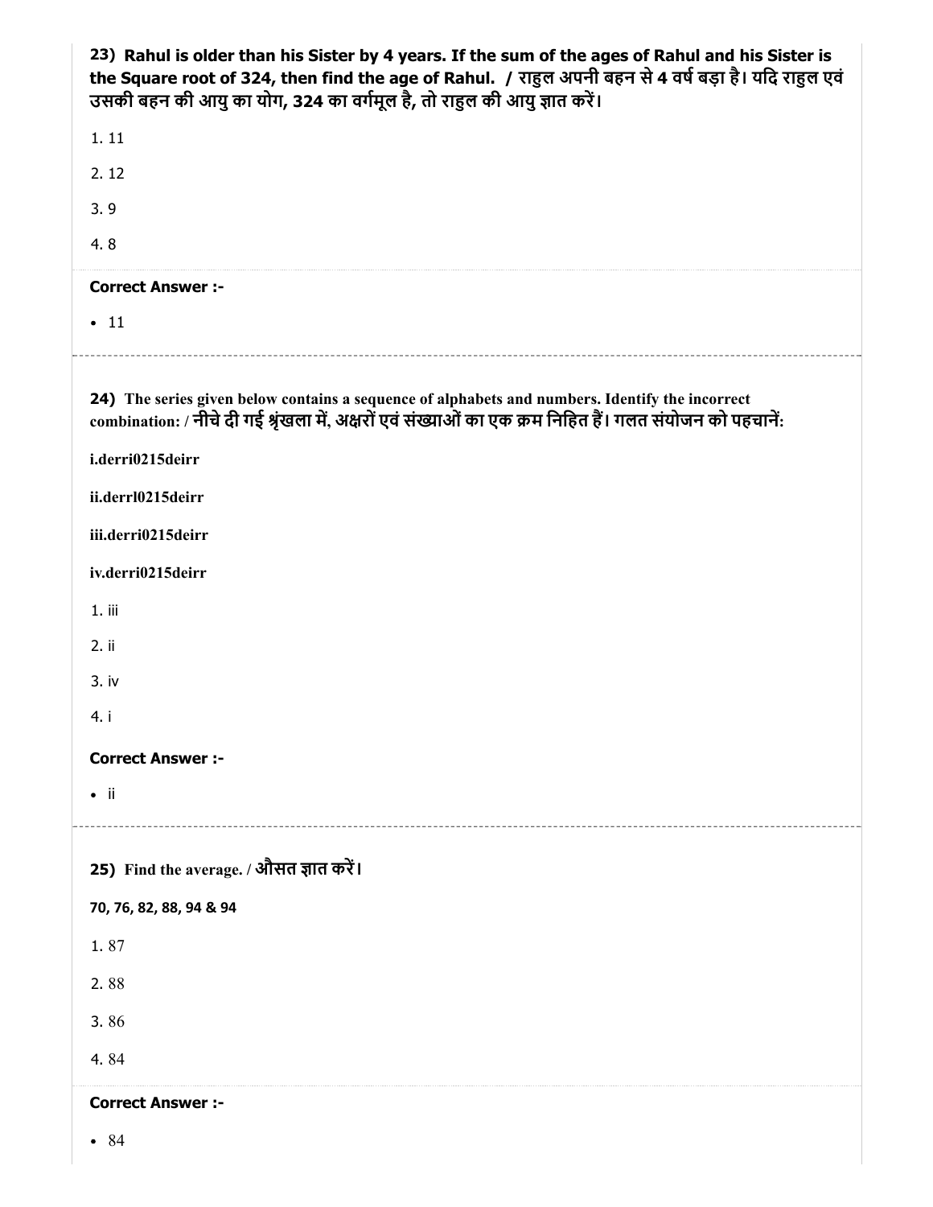**23)** **Rahul is older than his Sister by 4 years. If the sum of the ages of Rahul and his Sister is the Square root of 324, then find the age of Rahul. / राहुल अपनी बहन से 4 वर्ष बड़ा है। यदि राहुल एवं उसकी बहन की आयु का योग, 324 का वर्गमूल है, तो राहुल की आयु ज्ञात करें।**

1. 11
2. 12
3. 9
4. 8

**Correct Answer :-**

- 11

---

**24)** **The series given below contains a sequence of alphabets and numbers. Identify the incorrect combination: / नीचे दी गई श्रृंखला में, अक्षरों एवं संख्याओं का एक क्रम निहित हैं। गलत संयोजन को पहचानें:**

**i.derri0215deirr**

**ii.derrl0215deirr**

**iii.derri0215deirr**

**iv.derri0215deirr**

1. iii
2. ii
3. iv
4. i

**Correct Answer :-**

- ii

---

**25)** **Find the average. / औसत ज्ञात करें।**

**70, 76, 82, 88, 94 & 94**

1. 87
2. 88
3. 86
4. 84

**Correct Answer :-**

- 84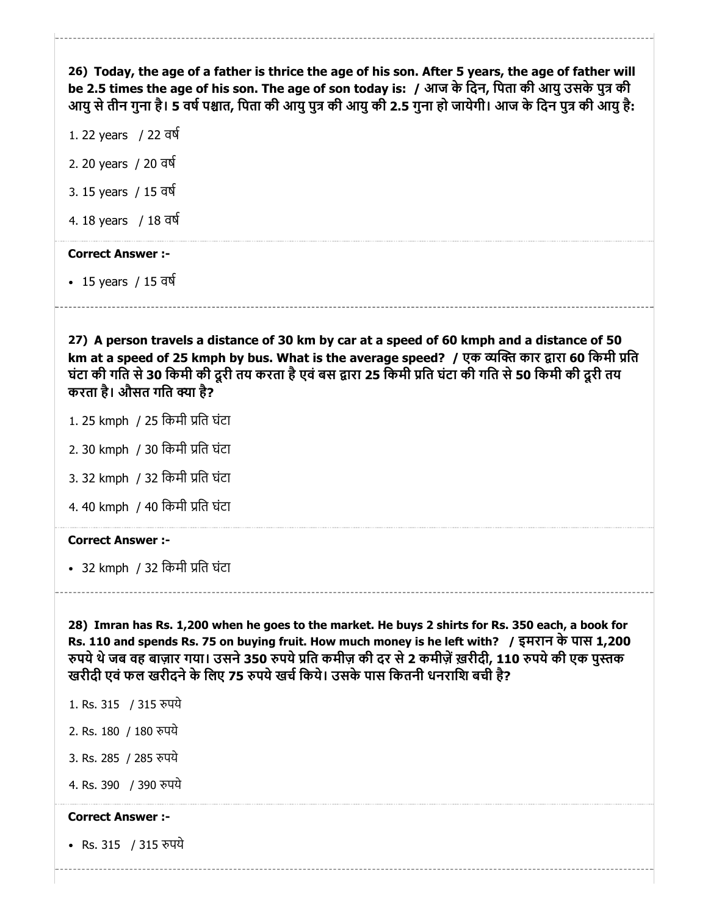**26) Today, the age of a father is thrice the age of his son. After 5 years, the age of father will be 2.5 times the age of his son. The age of son today is: / आज के दिन, पिता की आयु उसके पुत्र की आयु से तीन गुना है। 5 वर्ष पश्चात, पिता की आयु पुत्र की आयु की 2.5 गुना हो जायेगी। आज के दिन पुत्र की आयु है:**

1. 22 years / 22 वर्ष
2. 20 years / 20 वर्ष
3. 15 years / 15 वर्ष
4. 18 years / 18 वर्ष

**Correct Answer :-**

- 15 years / 15 वर्ष

**27) A person travels a distance of 30 km by car at a speed of 60 kmph and a distance of 50 km at a speed of 25 kmph by bus. What is the average speed? / एक व्यक्ति कार द्वारा 60 किमी प्रति घंटा की गति से 30 किमी की दूरी तय करता है एवं बस द्वारा 25 किमी प्रति घंटा की गति से 50 किमी की दूरी तय करता है। औसत गति क्या है?**

1. 25 kmph / 25 किमी प्रति घंटा
2. 30 kmph / 30 किमी प्रति घंटा
3. 32 kmph / 32 किमी प्रति घंटा
4. 40 kmph / 40 किमी प्रति घंटा

**Correct Answer :-**

- 32 kmph / 32 किमी प्रति घंटा

**28) Imran has Rs. 1,200 when he goes to the market. He buys 2 shirts for Rs. 350 each, a book for Rs. 110 and spends Rs. 75 on buying fruit. How much money is he left with? / इमरान के पास 1,200 रुपये थे जब वह बाज़ार गया। उसने 350 रुपये प्रति कमीज़ की दर से 2 कमीज़ें ख़रीदी, 110 रुपये की एक पुस्तक खरीदी एवं फल खरीदने के लिए 75 रुपये खर्च किये। उसके पास कितनी धनराशि बची है?**

1. Rs. 315 / 315 रुपये
2. Rs. 180 / 180 रुपये
3. Rs. 285 / 285 रुपये
4. Rs. 390 / 390 रुपये

**Correct Answer :-**

- Rs. 315 / 315 रुपये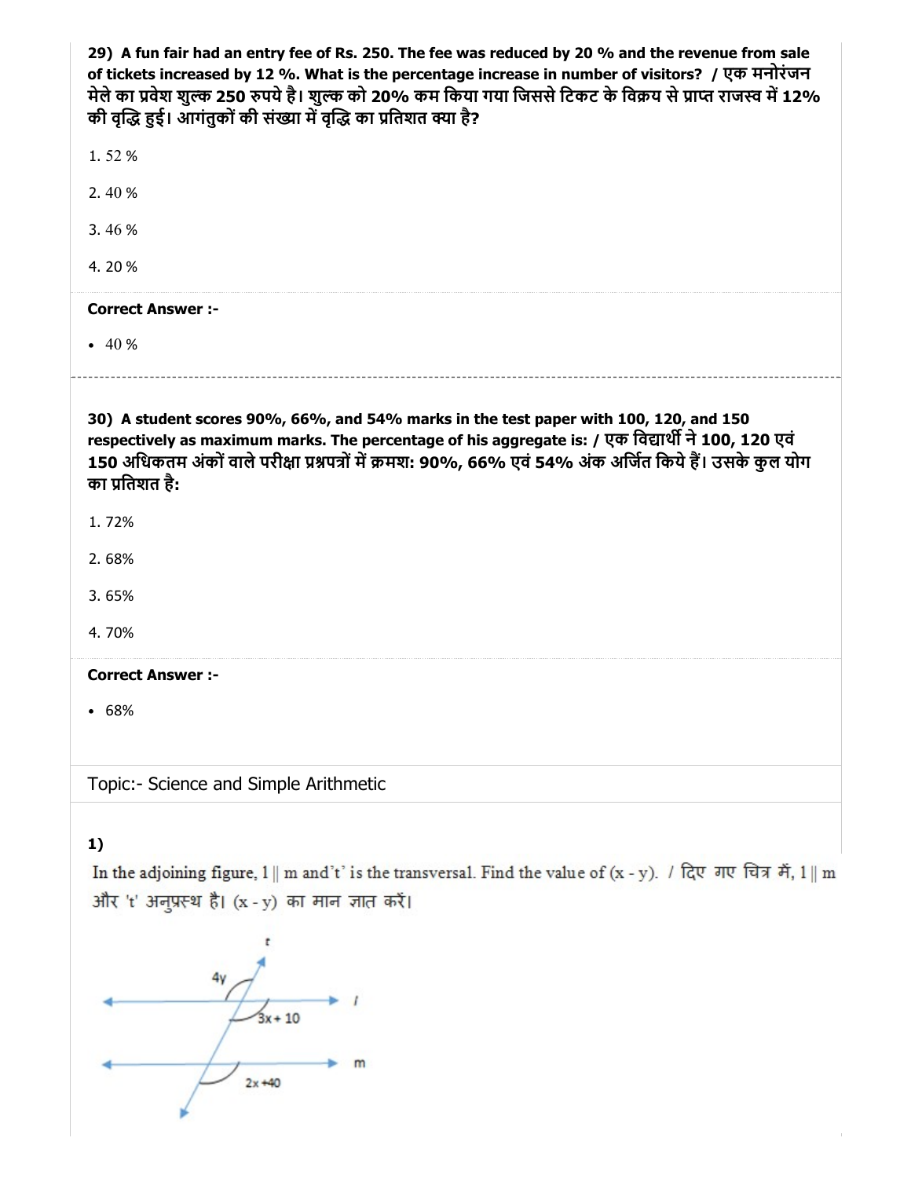**29) A fun fair had an entry fee of Rs. 250. The fee was reduced by 20 % and the revenue from sale of tickets increased by 12 %. What is the percentage increase in number of visitors? / एक मनोरंजन मेले का प्रवेश शुल्क 250 रुपये है। शुल्क को 20% कम किया गया जिससे टिकट के विक्रय से प्राप्त राजस्व में 12% की वृद्धि हुई। आगंतुकों की संख्या में वृद्धि का प्रतिशत क्या है?**

1. 52 %

2. 40 %

3. 46 %

4. 20 %

**Correct Answer :-**

- 40 %

---

**30) A student scores 90%, 66%, and 54% marks in the test paper with 100, 120, and 150 respectively as maximum marks. The percentage of his aggregate is: / एक विद्यार्थी ने 100, 120 एवं 150 अधिकतम अंकों वाले परीक्षा प्रश्नपत्रों में क्रमशः 90%, 66% एवं 54% अंक अर्जित किये हैं। उसके कुल योग का प्रतिशत है:**

1. 72%

2. 68%

3. 65%

4. 70%

**Correct Answer :-**

- 68%

Topic:- Science and Simple Arithmetic

**1)**

In the adjoining figure, l || m and 't' is the transversal. Find the value of (x - y). / दिए गए चित्र में, l || m और 't' अनुप्रस्थ है। (x - y) का मान ज्ञात करें।

t

4y

l

3x + 10

m

2x +40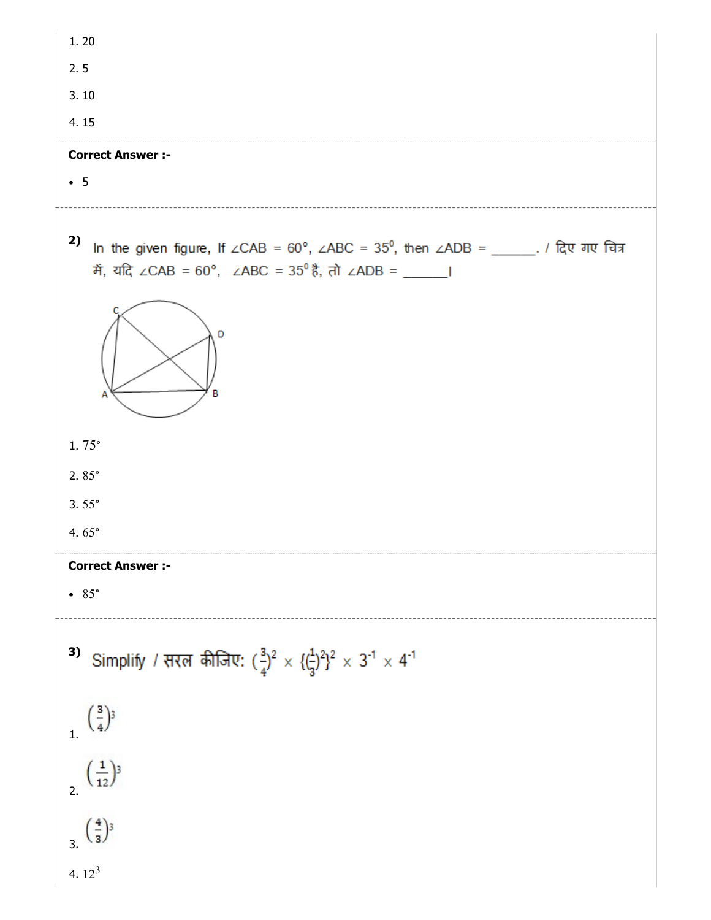1. 20

2. 5

3. 10

4. 15

**Correct Answer :-**

- 5

---

**2)** In the given figure, If ∠CAB = 60°, ∠ABC = $35^0$, then ∠ADB = ______. / दिए गए चित्र में, यदि ∠CAB = 60°, ∠ABC = $35^0$ है, तो ∠ADB = ______।

1. 75°

2. 85°

3. 55°

4. 65°

**Correct Answer :-**

- 85°

---

**3)** Simplify / सरल कीजिए: $\left(\frac{3}{4}\right)^2 \times \left\{\left(\frac{1}{3}\right)^2\right\}^2 \times 3^{-1} \times 4^{-1}$

1. $\left(\frac{3}{4}\right)^3$

2. $\left(\frac{1}{12}\right)^3$

3. $\left(\frac{4}{3}\right)^3$

4. $12^3$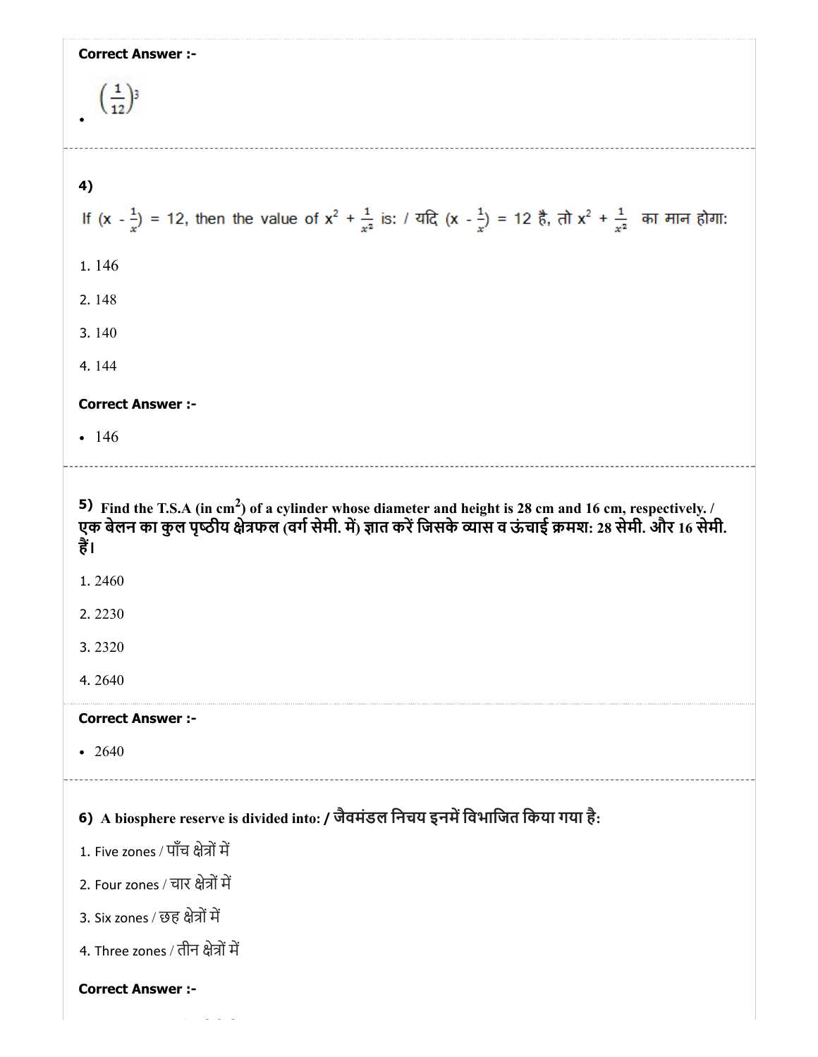**Correct Answer :-**

- $\left(\frac{1}{12}\right)^3$

---

**4)**

If (x - $\frac{1}{x}$) = 12, then the value of $x^2 + \frac{1}{x^2}$ is: / यदि (x - $\frac{1}{x}$) = 12 है, तो $x^2 + \frac{1}{x^2}$ का मान होगा:

1. 146
2. 148
3. 140
4. 144

**Correct Answer :-**

- 146

---

**5)** **Find the T.S.A (in $cm^2$) of a cylinder whose diameter and height is 28 cm and 16 cm, respectively. / एक बेलन का कुल पृष्ठीय क्षेत्रफल (वर्ग सेमी. में) ज्ञात करें जिसके व्यास व ऊंचाई क्रमश: 28 सेमी. और 16 सेमी. हैं।**

1. 2460
2. 2230
3. 2320
4. 2640

**Correct Answer :-**

- 2640

---

**6)** **A biosphere reserve is divided into: / जैवमंडल निचय इनमें विभाजित किया गया है:**

1. Five zones / पाँच क्षेत्रों में
2. Four zones / चार क्षेत्रों में
3. Six zones / छह क्षेत्रों में
4. Three zones / तीन क्षेत्रों में

**Correct Answer :-**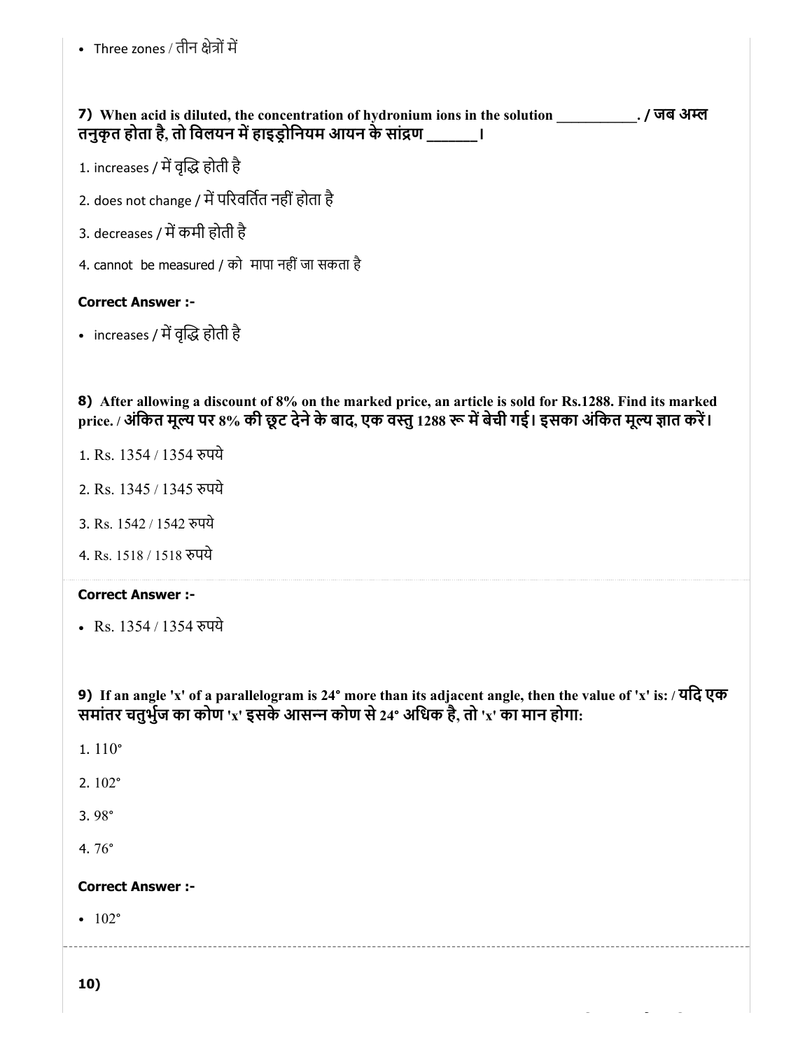- Three zones / तीन क्षेत्रों में

**7) When acid is diluted, the concentration of hydronium ions in the solution ___________. / जब अम्ल तनुकृत होता है, तो विलयन में हाइड्रोनियम आयन के सांद्रण ______।**

1. increases / में वृद्धि होती है
2. does not change / में परिवर्तित नहीं होता है
3. decreases / में कमी होती है
4. cannot be measured / को मापा नहीं जा सकता है

**Correct Answer :-**

- increases / में वृद्धि होती है

**8) After allowing a discount of 8% on the marked price, an article is sold for Rs.1288. Find its marked price. / अंकित मूल्य पर 8% की छूट देने के बाद, एक वस्तु 1288 रू में बेची गई। इसका अंकित मूल्य ज्ञात करें।**

1. Rs. 1354 / 1354 रुपये
2. Rs. 1345 / 1345 रुपये
3. Rs. 1542 / 1542 रुपये
4. Rs. 1518 / 1518 रुपये

**Correct Answer :-**

- Rs. 1354 / 1354 रुपये

**9) If an angle 'x' of a parallelogram is 24° more than its adjacent angle, then the value of 'x' is: / यदि एक समांतर चतुर्भुज का कोण 'x' इसके आसन्न कोण से 24° अधिक है, तो 'x' का मान होगा:**

1. 110°
2. 102°
3. 98°
4. 76°

**Correct Answer :-**

- 102°

**10)**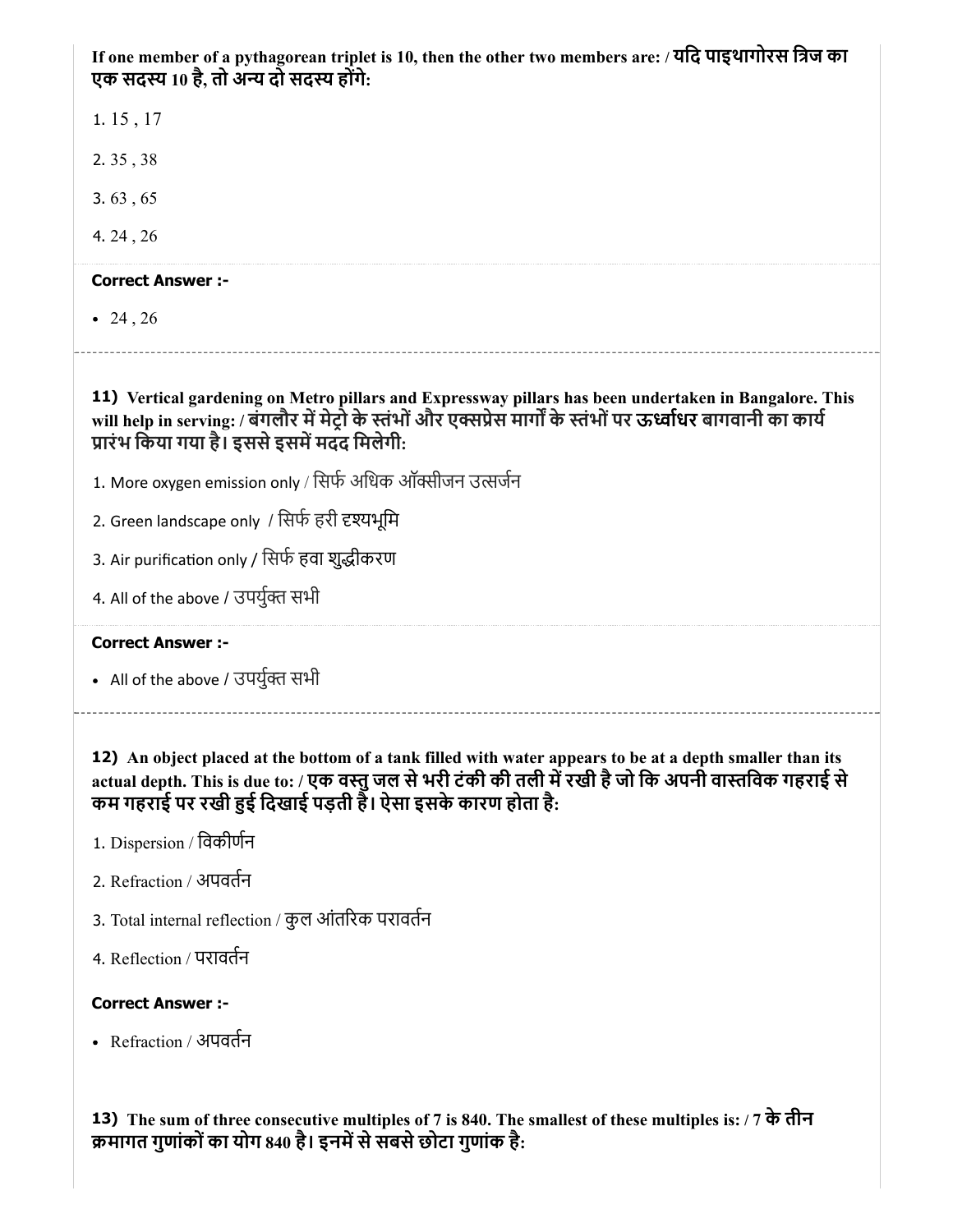**If one member of a pythagorean triplet is 10, then the other two members are: / यदि पाइथागोरस त्रिज का एक सदस्य 10 है, तो अन्य दो सदस्य होंगे:**

1. 15 , 17
2. 35 , 38
3. 63 , 65
4. 24 , 26

**Correct Answer :-**

- 24 , 26

---

**11) Vertical gardening on Metro pillars and Expressway pillars has been undertaken in Bangalore. This will help in serving: / बंगलौर में मेट्रो के स्तंभों और एक्सप्रेस मार्गों के स्तंभों पर ऊर्ध्वाधर बागवानी का कार्य प्रारंभ किया गया है। इससे इसमें मदद मिलेगी:**

1. More oxygen emission only / सिर्फ अधिक ऑक्सीजन उत्सर्जन
2. Green landscape only / सिर्फ हरी दृश्यभूमि
3. Air purification only / सिर्फ हवा शुद्धीकरण
4. All of the above / उपर्युक्त सभी

**Correct Answer :-**

- All of the above / उपर्युक्त सभी

---

**12) An object placed at the bottom of a tank filled with water appears to be at a depth smaller than its actual depth. This is due to: / एक वस्तु जल से भरी टंकी की तली में रखी है जो कि अपनी वास्तविक गहराई से कम गहराई पर रखी हुई दिखाई पड़ती है। ऐसा इसके कारण होता है:**

1. Dispersion / विकीर्णन
2. Refraction / अपवर्तन
3. Total internal reflection / कुल आंतरिक परावर्तन
4. Reflection / परावर्तन

**Correct Answer :-**

- Refraction / अपवर्तन

**13) The sum of three consecutive multiples of 7 is 840. The smallest of these multiples is: / 7 के तीन क्रमागत गुणांकों का योग 840 है। इनमें से सबसे छोटा गुणांक है:**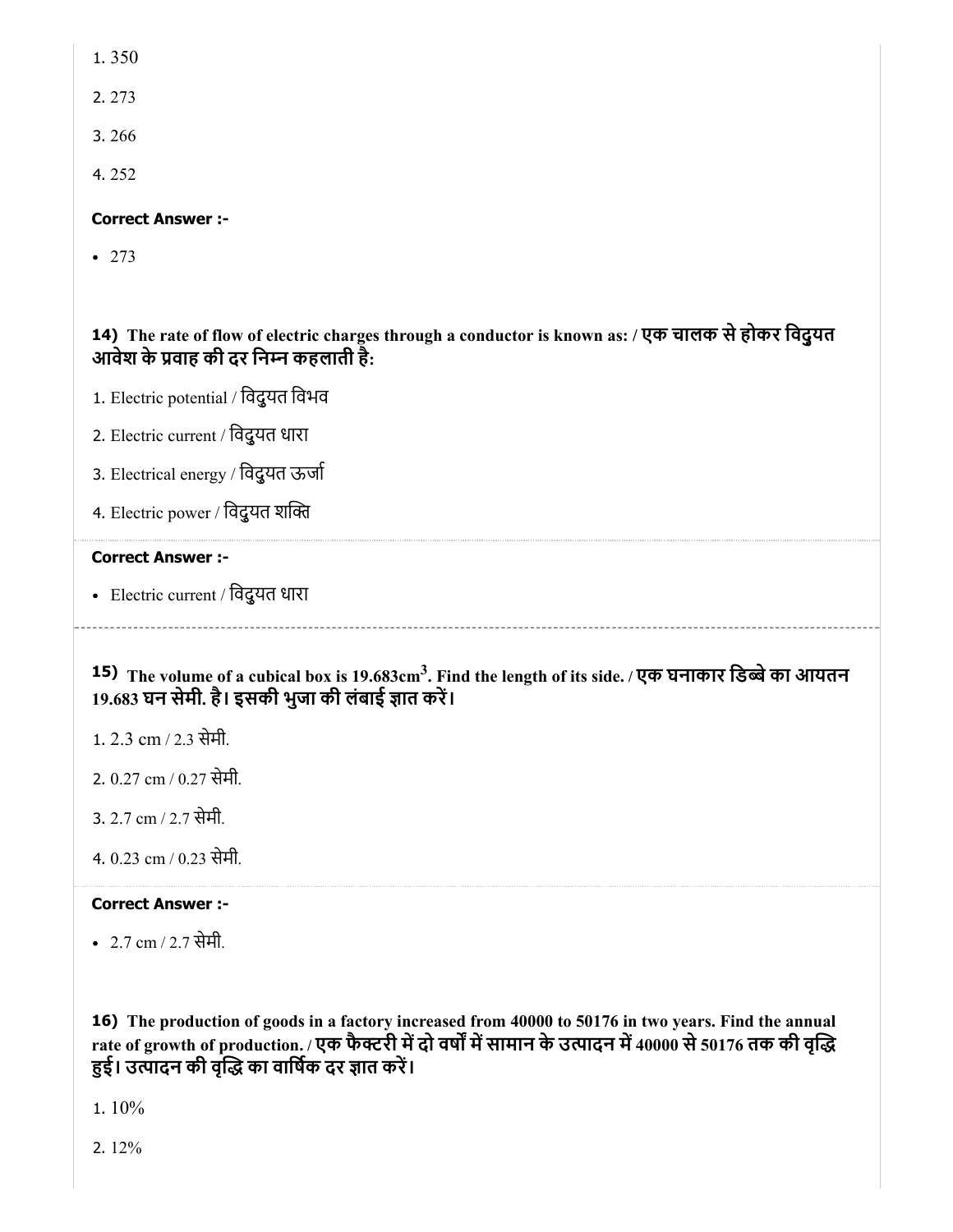1. 350

2. 273

3. 266

4. 252

**Correct Answer :-**

- 273

**14) The rate of flow of electric charges through a conductor is known as: / एक चालक से होकर विद्युत आवेश के प्रवाह की दर निम्न कहलाती है:**

1. Electric potential / विद्युत विभव

2. Electric current / विद्युत धारा

3. Electrical energy / विद्युत ऊर्जा

4. Electric power / विद्युत शक्ति

**Correct Answer :-**

- Electric current / विद्युत धारा

**15) The volume of a cubical box is 19.683cm$^3$. Find the length of its side. / एक घनाकार डिब्बे का आयतन 19.683 घन सेमी. है। इसकी भुजा की लंबाई ज्ञात करें।**

1. 2.3 cm / 2.3 सेमी.

2. 0.27 cm / 0.27 सेमी.

3. 2.7 cm / 2.7 सेमी.

4. 0.23 cm / 0.23 सेमी.

**Correct Answer :-**

- 2.7 cm / 2.7 सेमी.

**16) The production of goods in a factory increased from 40000 to 50176 in two years. Find the annual rate of growth of production. / एक फैक्टरी में दो वर्षों में सामान के उत्पादन में 40000 से 50176 तक की वृद्धि हुई। उत्पादन की वृद्धि का वार्षिक दर ज्ञात करें।**

1. 10%

2. 12%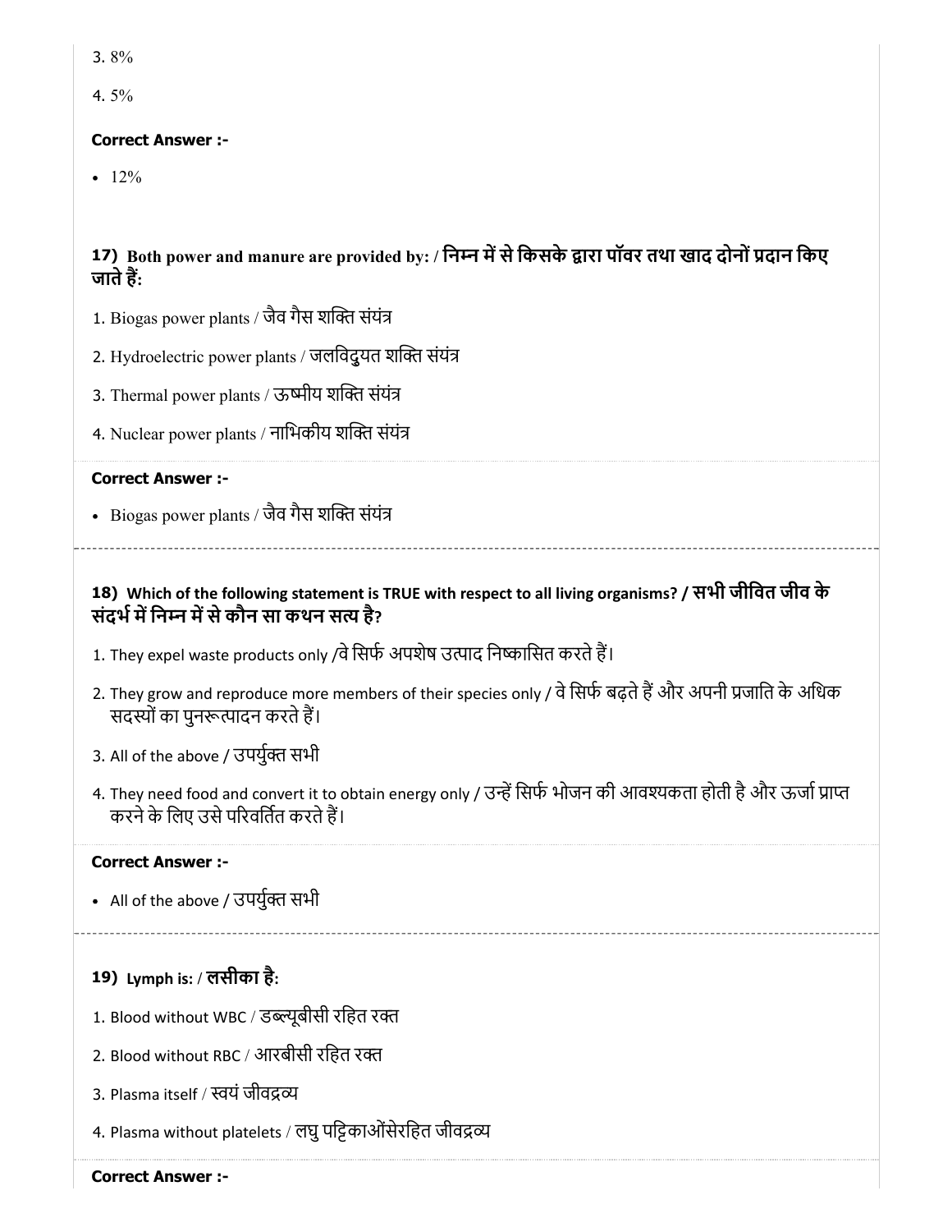3. 8%

4. 5%

**Correct Answer :-**

- 12%

### 17) Both power and manure are provided by: / निम्न में से किसके द्वारा पॉवर तथा खाद दोनों प्रदान किए जाते हैं:

1. Biogas power plants / जैव गैस शक्ति संयंत्र
2. Hydroelectric power plants / जलविदुयत शक्ति संयंत्र
3. Thermal power plants / ऊष्मीय शक्ति संयंत्र
4. Nuclear power plants / नाभिकीय शक्ति संयंत्र

**Correct Answer :-**

- Biogas power plants / जैव गैस शक्ति संयंत्र

---

### 18) Which of the following statement is TRUE with respect to all living organisms? / सभी जीवित जीव के संदर्भ में निम्न में से कौन सा कथन सत्य है?

1. They expel waste products only /वे सिर्फ अपशेष उत्पाद निष्कासित करते हैं।
2. They grow and reproduce more members of their species only / वे सिर्फ बढ़ते हैं और अपनी प्रजाति के अधिक सदस्यों का पुनरूत्पादन करते हैं।
3. All of the above / उपर्युक्त सभी
4. They need food and convert it to obtain energy only / उन्हें सिर्फ भोजन की आवश्यकता होती है और ऊर्जा प्राप्त करने के लिए उसे परिवर्तित करते हैं।

**Correct Answer :-**

- All of the above / उपर्युक्त सभी

---

### 19) Lymph is: / लसीका है:

1. Blood without WBC / डब्ल्यूबीसी रहित रक्त
2. Blood without RBC / आरबीसी रहित रक्त
3. Plasma itself / स्वयं जीवद्रव्य
4. Plasma without platelets / लघु पट्टिकाओंसेरहित जीवद्रव्य

**Correct Answer :-**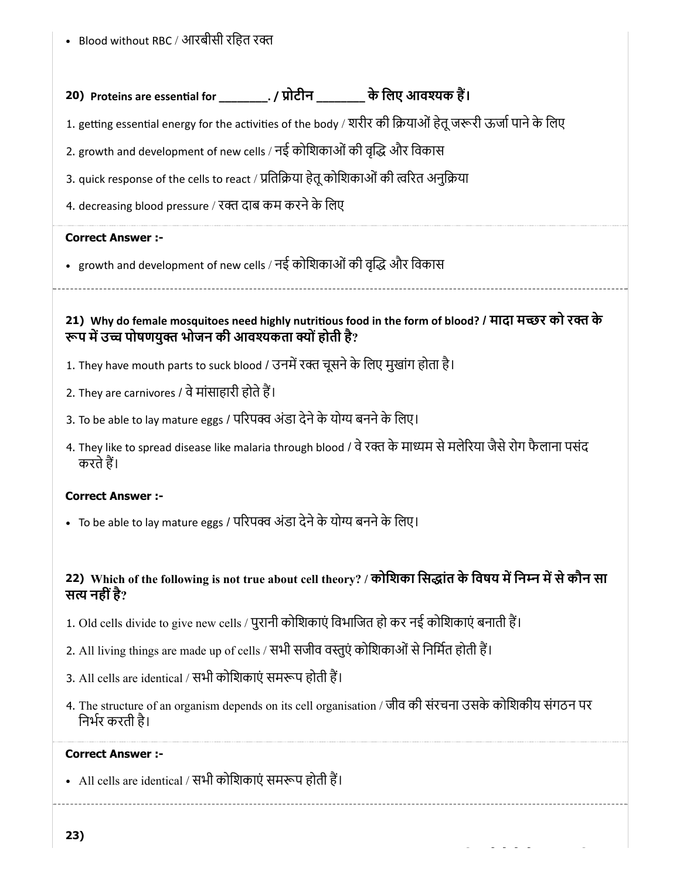- Blood without RBC / आरबीसी रहित रक्त

### 20) Proteins are essential for ________. / प्रोटीन ________ के लिए आवश्यक हैं।

1. getting essential energy for the activities of the body / शरीर की क्रियाओं हेतू जरूरी ऊर्जा पाने के लिए
2. growth and development of new cells / नई कोशिकाओं की वृद्धि और विकास
3. quick response of the cells to react / प्रतिक्रिया हेतू कोशिकाओं की त्वरित अनुक्रिया
4. decreasing blood pressure / रक्त दाब कम करने के लिए

**Correct Answer :-**

- growth and development of new cells / नई कोशिकाओं की वृद्धि और विकास

---

### 21) Why do female mosquitoes need highly nutritious food in the form of blood? / मादा मच्छर को रक्त के रूप में उच्च पोषणयुक्त भोजन की आवश्यकता क्यों होती है?

1. They have mouth parts to suck blood / उनमें रक्त चूसने के लिए मुखांग होता है।
2. They are carnivores / वे मांसाहारी होते हैं।
3. To be able to lay mature eggs / परिपक्व अंडा देने के योग्य बनने के लिए।
4. They like to spread disease like malaria through blood / वे रक्त के माध्यम से मलेरिया जैसे रोग फैलाना पसंद करते हैं।

**Correct Answer :-**

- To be able to lay mature eggs / परिपक्व अंडा देने के योग्य बनने के लिए।

---

### 22) Which of the following is not true about cell theory? / कोशिका सिद्धांत के विषय में निम्न में से कौन सा सत्य नहीं है?

1. Old cells divide to give new cells / पुरानी कोशिकाएं विभाजित हो कर नई कोशिकाएं बनाती हैं।
2. All living things are made up of cells / सभी सजीव वस्तुएं कोशिकाओं से निर्मित होती हैं।
3. All cells are identical / सभी कोशिकाएं समरूप होती हैं।
4. The structure of an organism depends on its cell organisation / जीव की संरचना उसके कोशिकीय संगठन पर निर्भर करती है।

**Correct Answer :-**

- All cells are identical / सभी कोशिकाएं समरूप होती हैं।

---

### 23)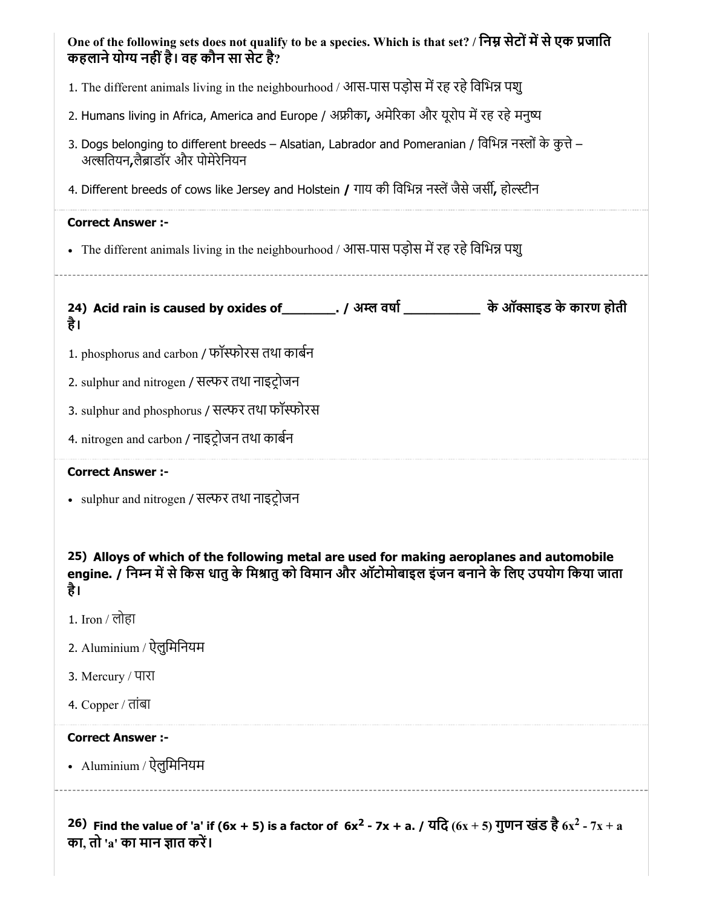**One of the following sets does not qualify to be a species. Which is that set? / निम्न सेटों में से एक प्रजाति कहलाने योग्य नहीं है। वह कौन सा सेट है?**

1. The different animals living in the neighbourhood / आस-पास पड़ोस में रह रहे विभिन्न पशु
2. Humans living in Africa, America and Europe / अफ्रीका, अमेरिका और यूरोप में रह रहे मनुष्य
3. Dogs belonging to different breeds – Alsatian, Labrador and Pomeranian / विभिन्न नस्लों के कुत्ते – अल्सतियन,लैब्राडॉर और पोमेरेनियन
4. Different breeds of cows like Jersey and Holstein / गाय की विभिन्न नस्लें जैसे जर्सी, होल्स्टीन

**Correct Answer :-**

- The different animals living in the neighbourhood / आस-पास पड़ोस में रह रहे विभिन्न पशु

**24) Acid rain is caused by oxides of________. / अम्ल वर्षा ___________ के ऑक्साइड के कारण होती है।**

1. phosphorus and carbon / फॉस्फोरस तथा कार्बन
2. sulphur and nitrogen / सल्फर तथा नाइट्रोजन
3. sulphur and phosphorus / सल्फर तथा फॉस्फोरस
4. nitrogen and carbon / नाइट्रोजन तथा कार्बन

**Correct Answer :-**

- sulphur and nitrogen / सल्फर तथा नाइट्रोजन

**25) Alloys of which of the following metal are used for making aeroplanes and automobile engine. / निम्न में से किस धातु के मिश्रातु को विमान और ऑटोमोबाइल इंजन बनाने के लिए उपयोग किया जाता है।**

1. Iron / लोहा
2. Aluminium / ऐलुमिनियम
3. Mercury / पारा
4. Copper / तांबा

**Correct Answer :-**

- Aluminium / ऐलुमिनियम

**26) Find the value of 'a' if (6x + 5) is a factor of $6x^2 - 7x + a$. / यदि (6x + 5) गुणन खंड है $6x^2 - 7x + a$ का, तो 'a' का मान ज्ञात करें।**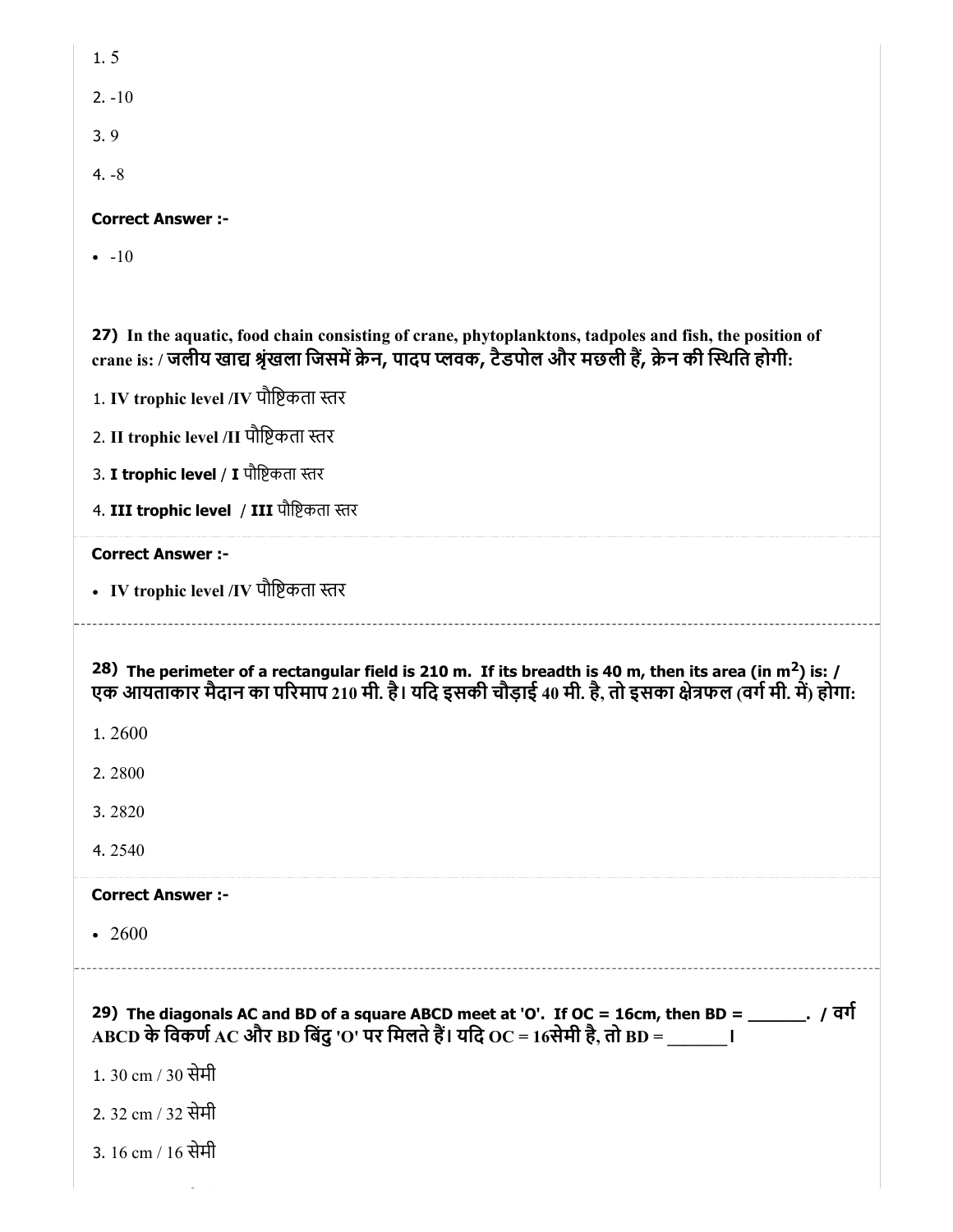1. 5

2. -10

3. 9

4. -8

**Correct Answer :-**

- -10

**27) In the aquatic, food chain consisting of crane, phytoplanktons, tadpoles and fish, the position of crane is: / जलीय खाद्य श्रृंखला जिसमें क्रेन, पादप प्लवक, टैडपोल और मछली हैं, क्रेन की स्थिति होगी:**

1. **IV trophic level /IV** पौष्टिकता स्तर

2. **II trophic level /II** पौष्टिकता स्तर

3. **I trophic level / I** पौष्टिकता स्तर

4. **III trophic level / III** पौष्टिकता स्तर

**Correct Answer :-**

- **IV trophic level /IV** पौष्टिकता स्तर

**28) The perimeter of a rectangular field is 210 m. If its breadth is 40 m, then its area (in $m^2$) is: / एक आयताकार मैदान का परिमाप 210 मी. है। यदि इसकी चौड़ाई 40 मी. है, तो इसका क्षेत्रफल (वर्ग मी. में) होगा:**

1. 2600

2. 2800

3. 2820

4. 2540

**Correct Answer :-**

- 2600

**29) The diagonals AC and BD of a square ABCD meet at 'O'. If OC = 16cm, then BD = ______. / वर्ग ABCD के विकर्ण AC और BD बिंदु 'O' पर मिलते हैं। यदि OC = 16सेमी है, तो BD = ______ I**

1. 30 cm / 30 सेमी

2. 32 cm / 32 सेमी

3. 16 cm / 16 सेमी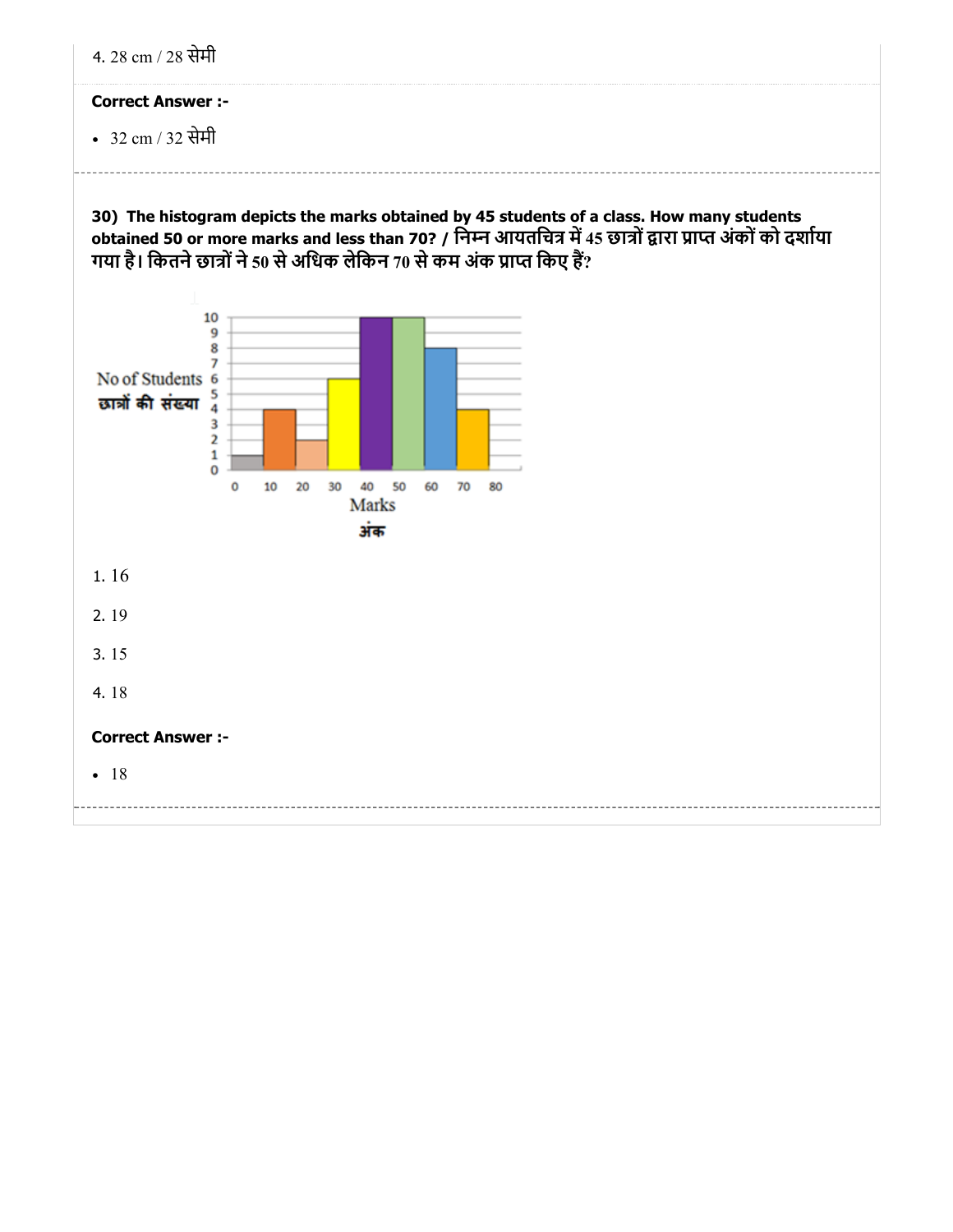4. 28 cm / 28 सेमी

**Correct Answer :-**

- 32 cm / 32 सेमी

**30) The histogram depicts the marks obtained by 45 students of a class. How many students obtained 50 or more marks and less than 70? / निम्न आयतचित्र में 45 छात्रों द्वारा प्राप्त अंकों को दर्शाया गया है। कितने छात्रों ने 50 से अधिक लेकिन 70 से कम अंक प्राप्त किए हैं?**

No of Students
छात्रों की संख्या

10
9
8
7
6
5
4
3
2
1
0

0 10 20 30 40 50 60 70 80

Marks
अंक

1. 16
2. 19
3. 15
4. 18

**Correct Answer :-**

- 18